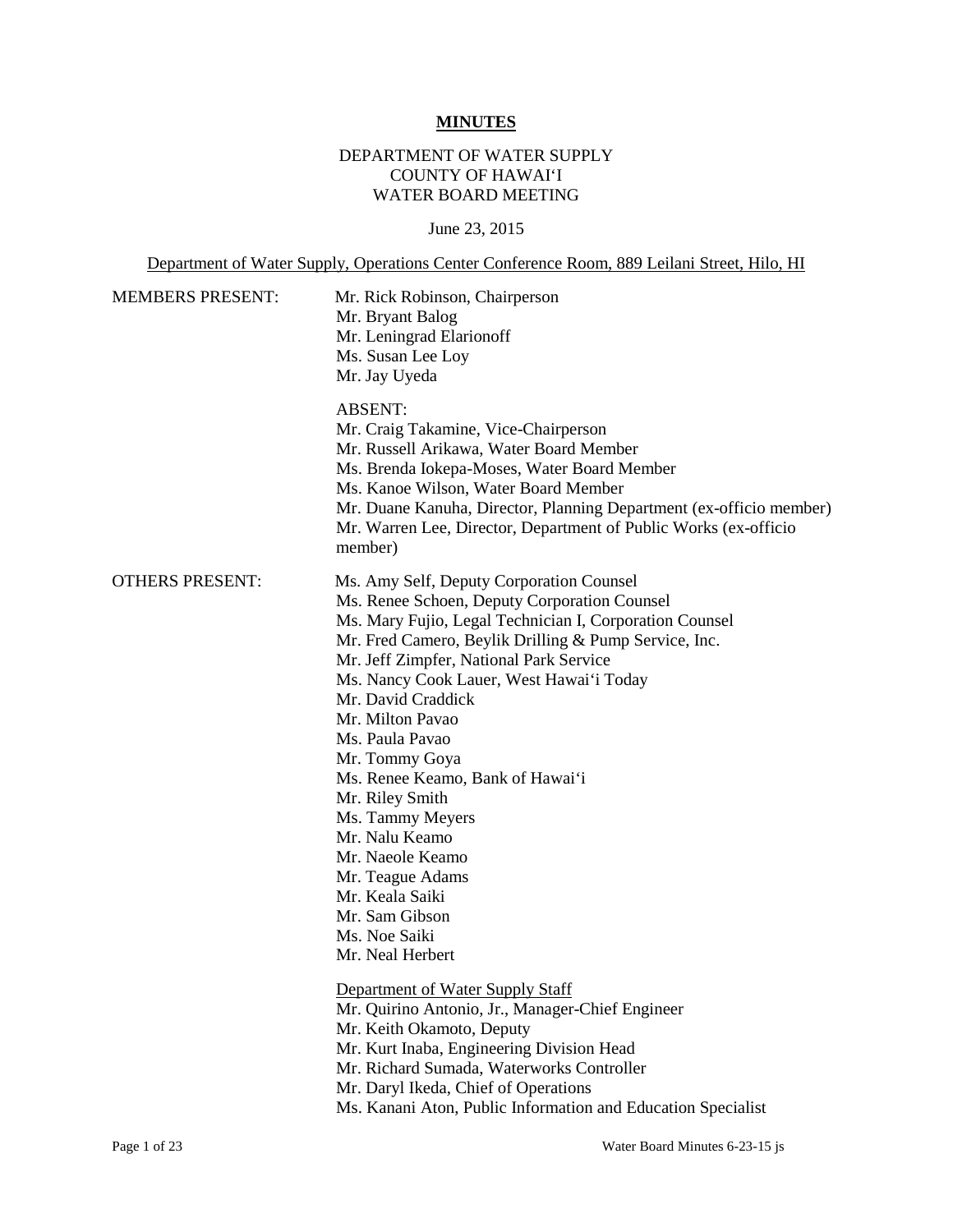**MINUTES**

DEPARTMENT OF WATER SUPPLY
COUNTY OF HAWAI'I
WATER BOARD MEETING

June 23, 2015

Department of Water Supply, Operations Center Conference Room, 889 Leilani Street, Hilo, HI

MEMBERS PRESENT:

Mr. Rick Robinson, Chairperson
Mr. Bryant Balog
Mr. Leningrad Elarionoff
Ms. Susan Lee Loy
Mr. Jay Uyeda

ABSENT:
Mr. Craig Takamine, Vice-Chairperson
Mr. Russell Arikawa, Water Board Member
Ms. Brenda Iokepa-Moses, Water Board Member
Ms. Kanoe Wilson, Water Board Member
Mr. Duane Kanuha, Director, Planning Department (ex-officio member)
Mr. Warren Lee, Director, Department of Public Works (ex-officio member)

OTHERS PRESENT:

Ms. Amy Self, Deputy Corporation Counsel
Ms. Renee Schoen, Deputy Corporation Counsel
Ms. Mary Fujio, Legal Technician I, Corporation Counsel
Mr. Fred Camero, Beylik Drilling & Pump Service, Inc.
Mr. Jeff Zimpfer, National Park Service
Ms. Nancy Cook Lauer, West Hawai'i Today
Mr. David Craddick
Mr. Milton Pavao
Ms. Paula Pavao
Mr. Tommy Goya
Ms. Renee Keamo, Bank of Hawai'i
Mr. Riley Smith
Ms. Tammy Meyers
Mr. Nalu Keamo
Mr. Naeole Keamo
Mr. Teague Adams
Mr. Keala Saiki
Mr. Sam Gibson
Ms. Noe Saiki
Mr. Neal Herbert

Department of Water Supply Staff
Mr. Quirino Antonio, Jr., Manager-Chief Engineer
Mr. Keith Okamoto, Deputy
Mr. Kurt Inaba, Engineering Division Head
Mr. Richard Sumada, Waterworks Controller
Mr. Daryl Ikeda, Chief of Operations
Ms. Kanani Aton, Public Information and Education Specialist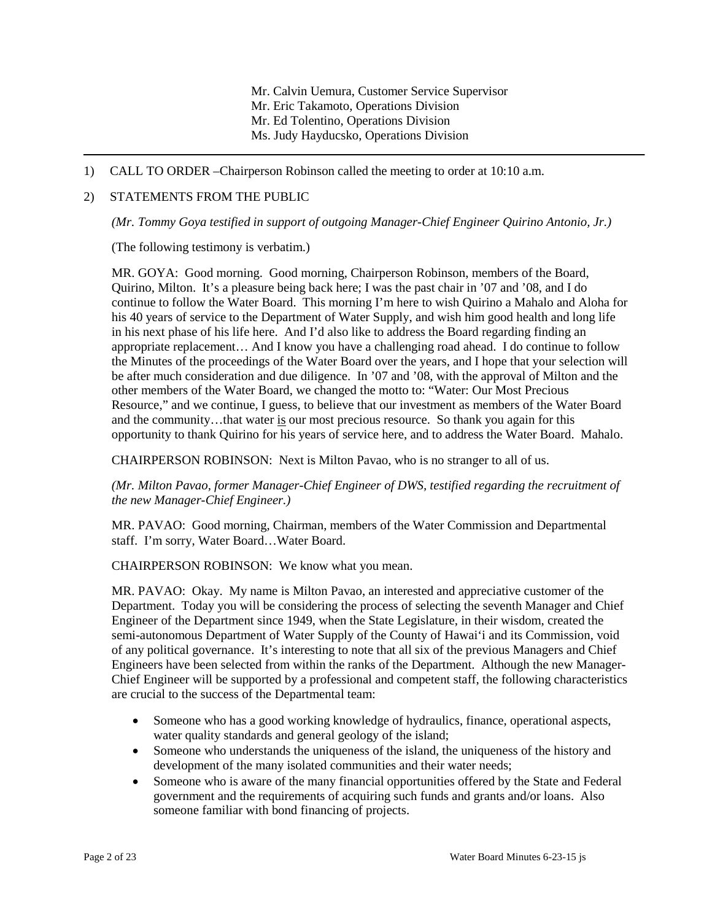Mr. Calvin Uemura, Customer Service Supervisor
Mr. Eric Takamoto, Operations Division
Mr. Ed Tolentino, Operations Division
Ms. Judy Hayducsko, Operations Division

---

1) CALL TO ORDER –Chairperson Robinson called the meeting to order at 10:10 a.m.

2) STATEMENTS FROM THE PUBLIC

*(Mr. Tommy Goya testified in support of outgoing Manager-Chief Engineer Quirino Antonio, Jr.)*

(The following testimony is verbatim.)

MR. GOYA: Good morning. Good morning, Chairperson Robinson, members of the Board, Quirino, Milton. It's a pleasure being back here; I was the past chair in '07 and '08, and I do continue to follow the Water Board. This morning I'm here to wish Quirino a Mahalo and Aloha for his 40 years of service to the Department of Water Supply, and wish him good health and long life in his next phase of his life here. And I'd also like to address the Board regarding finding an appropriate replacement… And I know you have a challenging road ahead. I do continue to follow the Minutes of the proceedings of the Water Board over the years, and I hope that your selection will be after much consideration and due diligence. In '07 and '08, with the approval of Milton and the other members of the Water Board, we changed the motto to: "Water: Our Most Precious Resource," and we continue, I guess, to believe that our investment as members of the Water Board and the community…that water <u>is</u> our most precious resource. So thank you again for this opportunity to thank Quirino for his years of service here, and to address the Water Board. Mahalo.

CHAIRPERSON ROBINSON: Next is Milton Pavao, who is no stranger to all of us.

*(Mr. Milton Pavao, former Manager-Chief Engineer of DWS, testified regarding the recruitment of the new Manager-Chief Engineer.)*

MR. PAVAO: Good morning, Chairman, members of the Water Commission and Departmental staff. I'm sorry, Water Board…Water Board.

CHAIRPERSON ROBINSON: We know what you mean.

MR. PAVAO: Okay. My name is Milton Pavao, an interested and appreciative customer of the Department. Today you will be considering the process of selecting the seventh Manager and Chief Engineer of the Department since 1949, when the State Legislature, in their wisdom, created the semi-autonomous Department of Water Supply of the County of Hawai'i and its Commission, void of any political governance. It's interesting to note that all six of the previous Managers and Chief Engineers have been selected from within the ranks of the Department. Although the new Manager-Chief Engineer will be supported by a professional and competent staff, the following characteristics are crucial to the success of the Departmental team:

- Someone who has a good working knowledge of hydraulics, finance, operational aspects, water quality standards and general geology of the island;
- Someone who understands the uniqueness of the island, the uniqueness of the history and development of the many isolated communities and their water needs;
- Someone who is aware of the many financial opportunities offered by the State and Federal government and the requirements of acquiring such funds and grants and/or loans. Also someone familiar with bond financing of projects.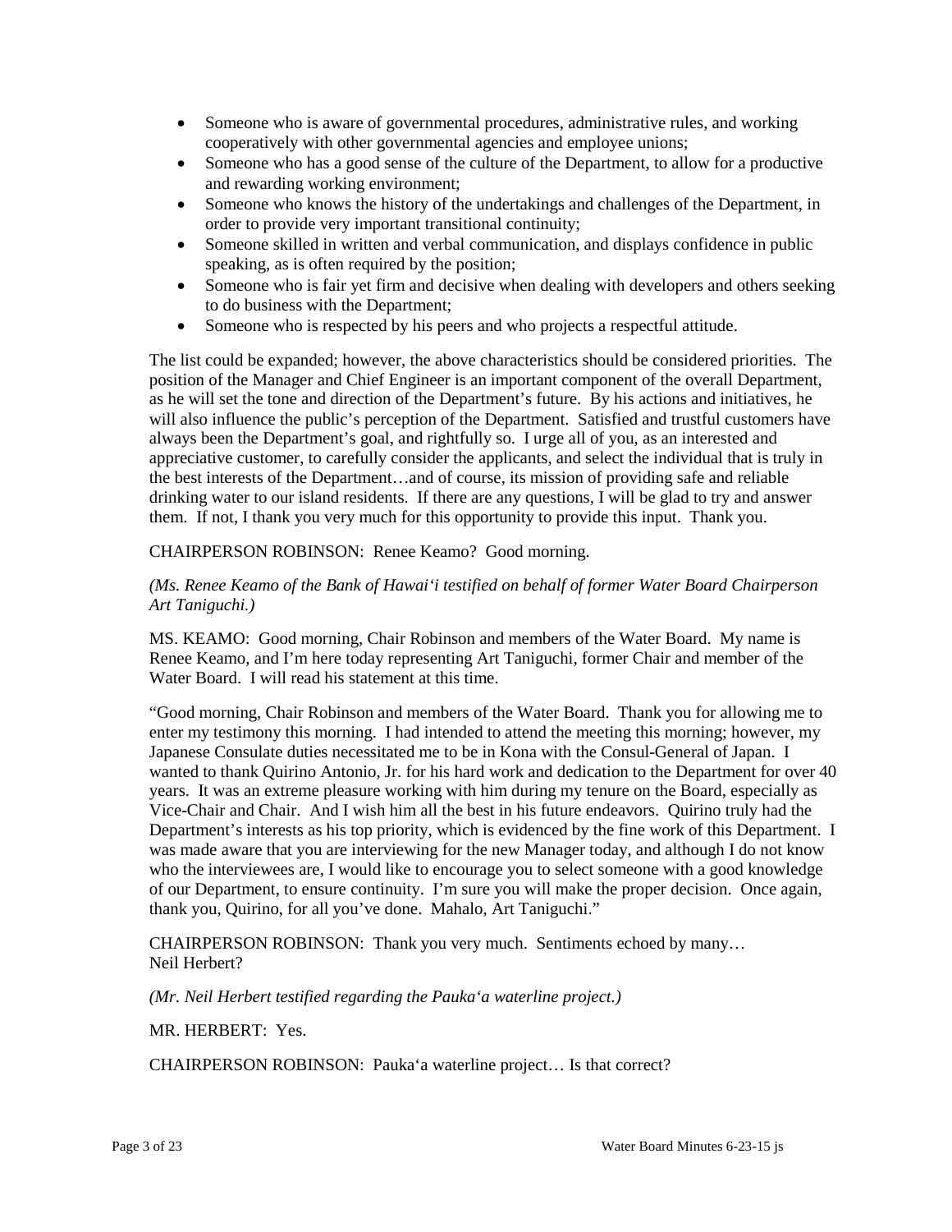- Someone who is aware of governmental procedures, administrative rules, and working cooperatively with other governmental agencies and employee unions;
- Someone who has a good sense of the culture of the Department, to allow for a productive and rewarding working environment;
- Someone who knows the history of the undertakings and challenges of the Department, in order to provide very important transitional continuity;
- Someone skilled in written and verbal communication, and displays confidence in public speaking, as is often required by the position;
- Someone who is fair yet firm and decisive when dealing with developers and others seeking to do business with the Department;
- Someone who is respected by his peers and who projects a respectful attitude.

The list could be expanded; however, the above characteristics should be considered priorities. The position of the Manager and Chief Engineer is an important component of the overall Department, as he will set the tone and direction of the Department's future. By his actions and initiatives, he will also influence the public's perception of the Department. Satisfied and trustful customers have always been the Department's goal, and rightfully so. I urge all of you, as an interested and appreciative customer, to carefully consider the applicants, and select the individual that is truly in the best interests of the Department…and of course, its mission of providing safe and reliable drinking water to our island residents. If there are any questions, I will be glad to try and answer them. If not, I thank you very much for this opportunity to provide this input. Thank you.

CHAIRPERSON ROBINSON: Renee Keamo? Good morning.

*(Ms. Renee Keamo of the Bank of Hawai'i testified on behalf of former Water Board Chairperson Art Taniguchi.)*

MS. KEAMO: Good morning, Chair Robinson and members of the Water Board. My name is Renee Keamo, and I'm here today representing Art Taniguchi, former Chair and member of the Water Board. I will read his statement at this time.

"Good morning, Chair Robinson and members of the Water Board. Thank you for allowing me to enter my testimony this morning. I had intended to attend the meeting this morning; however, my Japanese Consulate duties necessitated me to be in Kona with the Consul-General of Japan. I wanted to thank Quirino Antonio, Jr. for his hard work and dedication to the Department for over 40 years. It was an extreme pleasure working with him during my tenure on the Board, especially as Vice-Chair and Chair. And I wish him all the best in his future endeavors. Quirino truly had the Department's interests as his top priority, which is evidenced by the fine work of this Department. I was made aware that you are interviewing for the new Manager today, and although I do not know who the interviewees are, I would like to encourage you to select someone with a good knowledge of our Department, to ensure continuity. I'm sure you will make the proper decision. Once again, thank you, Quirino, for all you've done. Mahalo, Art Taniguchi."

CHAIRPERSON ROBINSON: Thank you very much. Sentiments echoed by many… Neil Herbert?

*(Mr. Neil Herbert testified regarding the Pauka'a waterline project.)*

MR. HERBERT: Yes.

CHAIRPERSON ROBINSON: Pauka'a waterline project… Is that correct?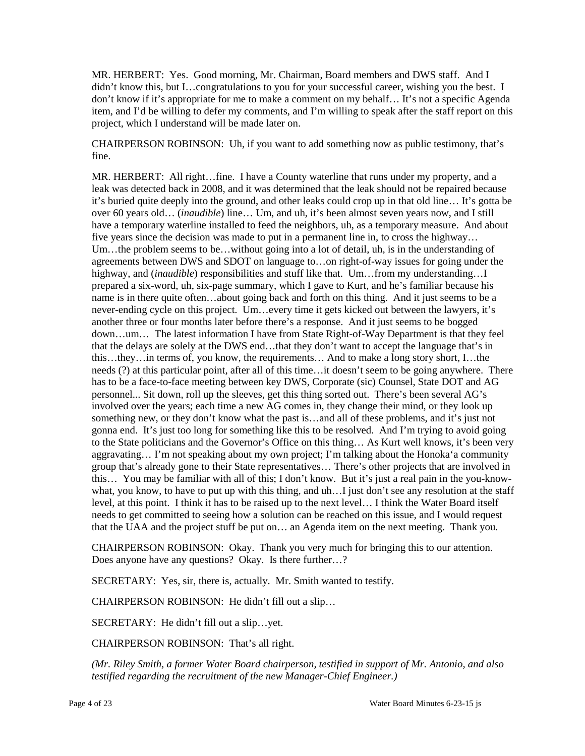MR. HERBERT: Yes. Good morning, Mr. Chairman, Board members and DWS staff. And I didn't know this, but I…congratulations to you for your successful career, wishing you the best. I don't know if it's appropriate for me to make a comment on my behalf… It's not a specific Agenda item, and I'd be willing to defer my comments, and I'm willing to speak after the staff report on this project, which I understand will be made later on.

CHAIRPERSON ROBINSON: Uh, if you want to add something now as public testimony, that's fine.

MR. HERBERT: All right…fine. I have a County waterline that runs under my property, and a leak was detected back in 2008, and it was determined that the leak should not be repaired because it's buried quite deeply into the ground, and other leaks could crop up in that old line… It's gotta be over 60 years old… (*inaudible*) line… Um, and uh, it's been almost seven years now, and I still have a temporary waterline installed to feed the neighbors, uh, as a temporary measure. And about five years since the decision was made to put in a permanent line in, to cross the highway… Um…the problem seems to be…without going into a lot of detail, uh, is in the understanding of agreements between DWS and SDOT on language to…on right-of-way issues for going under the highway, and (*inaudible*) responsibilities and stuff like that. Um…from my understanding…I prepared a six-word, uh, six-page summary, which I gave to Kurt, and he's familiar because his name is in there quite often…about going back and forth on this thing. And it just seems to be a never-ending cycle on this project. Um…every time it gets kicked out between the lawyers, it's another three or four months later before there's a response. And it just seems to be bogged down…um… The latest information I have from State Right-of-Way Department is that they feel that the delays are solely at the DWS end…that they don't want to accept the language that's in this…they…in terms of, you know, the requirements… And to make a long story short, I…the needs (?) at this particular point, after all of this time…it doesn't seem to be going anywhere. There has to be a face-to-face meeting between key DWS, Corporate (sic) Counsel, State DOT and AG personnel... Sit down, roll up the sleeves, get this thing sorted out. There's been several AG's involved over the years; each time a new AG comes in, they change their mind, or they look up something new, or they don't know what the past is…and all of these problems, and it's just not gonna end. It's just too long for something like this to be resolved. And I'm trying to avoid going to the State politicians and the Governor's Office on this thing… As Kurt well knows, it's been very aggravating… I'm not speaking about my own project; I'm talking about the Honoka'a community group that's already gone to their State representatives… There's other projects that are involved in this… You may be familiar with all of this; I don't know. But it's just a real pain in the you-know-what, you know, to have to put up with this thing, and uh…I just don't see any resolution at the staff level, at this point. I think it has to be raised up to the next level… I think the Water Board itself needs to get committed to seeing how a solution can be reached on this issue, and I would request that the UAA and the project stuff be put on… an Agenda item on the next meeting. Thank you.

CHAIRPERSON ROBINSON: Okay. Thank you very much for bringing this to our attention. Does anyone have any questions? Okay. Is there further…?

SECRETARY: Yes, sir, there is, actually. Mr. Smith wanted to testify.

CHAIRPERSON ROBINSON: He didn't fill out a slip…

SECRETARY: He didn't fill out a slip…yet.

CHAIRPERSON ROBINSON: That's all right.

*(Mr. Riley Smith, a former Water Board chairperson, testified in support of Mr. Antonio, and also testified regarding the recruitment of the new Manager-Chief Engineer.)*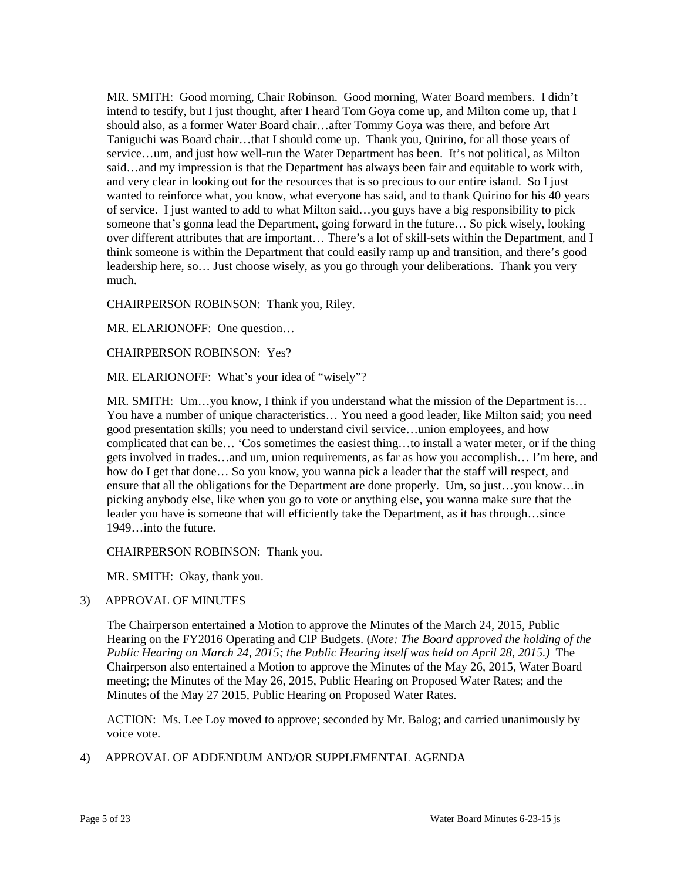MR. SMITH: Good morning, Chair Robinson. Good morning, Water Board members. I didn't intend to testify, but I just thought, after I heard Tom Goya come up, and Milton come up, that I should also, as a former Water Board chair…after Tommy Goya was there, and before Art Taniguchi was Board chair…that I should come up. Thank you, Quirino, for all those years of service…um, and just how well-run the Water Department has been. It's not political, as Milton said…and my impression is that the Department has always been fair and equitable to work with, and very clear in looking out for the resources that is so precious to our entire island. So I just wanted to reinforce what, you know, what everyone has said, and to thank Quirino for his 40 years of service. I just wanted to add to what Milton said…you guys have a big responsibility to pick someone that's gonna lead the Department, going forward in the future… So pick wisely, looking over different attributes that are important… There's a lot of skill-sets within the Department, and I think someone is within the Department that could easily ramp up and transition, and there's good leadership here, so… Just choose wisely, as you go through your deliberations. Thank you very much.

CHAIRPERSON ROBINSON: Thank you, Riley.

MR. ELARIONOFF: One question…

CHAIRPERSON ROBINSON: Yes?

MR. ELARIONOFF: What's your idea of "wisely"?

MR. SMITH: Um…you know, I think if you understand what the mission of the Department is… You have a number of unique characteristics… You need a good leader, like Milton said; you need good presentation skills; you need to understand civil service…union employees, and how complicated that can be… 'Cos sometimes the easiest thing…to install a water meter, or if the thing gets involved in trades…and um, union requirements, as far as how you accomplish… I'm here, and how do I get that done… So you know, you wanna pick a leader that the staff will respect, and ensure that all the obligations for the Department are done properly. Um, so just…you know…in picking anybody else, like when you go to vote or anything else, you wanna make sure that the leader you have is someone that will efficiently take the Department, as it has through…since 1949…into the future.

CHAIRPERSON ROBINSON: Thank you.

MR. SMITH: Okay, thank you.

3) APPROVAL OF MINUTES

The Chairperson entertained a Motion to approve the Minutes of the March 24, 2015, Public Hearing on the FY2016 Operating and CIP Budgets. (*Note: The Board approved the holding of the Public Hearing on March 24, 2015; the Public Hearing itself was held on April 28, 2015.*) The Chairperson also entertained a Motion to approve the Minutes of the May 26, 2015, Water Board meeting; the Minutes of the May 26, 2015, Public Hearing on Proposed Water Rates; and the Minutes of the May 27 2015, Public Hearing on Proposed Water Rates.

<u>ACTION:</u> Ms. Lee Loy moved to approve; seconded by Mr. Balog; and carried unanimously by voice vote.

4) APPROVAL OF ADDENDUM AND/OR SUPPLEMENTAL AGENDA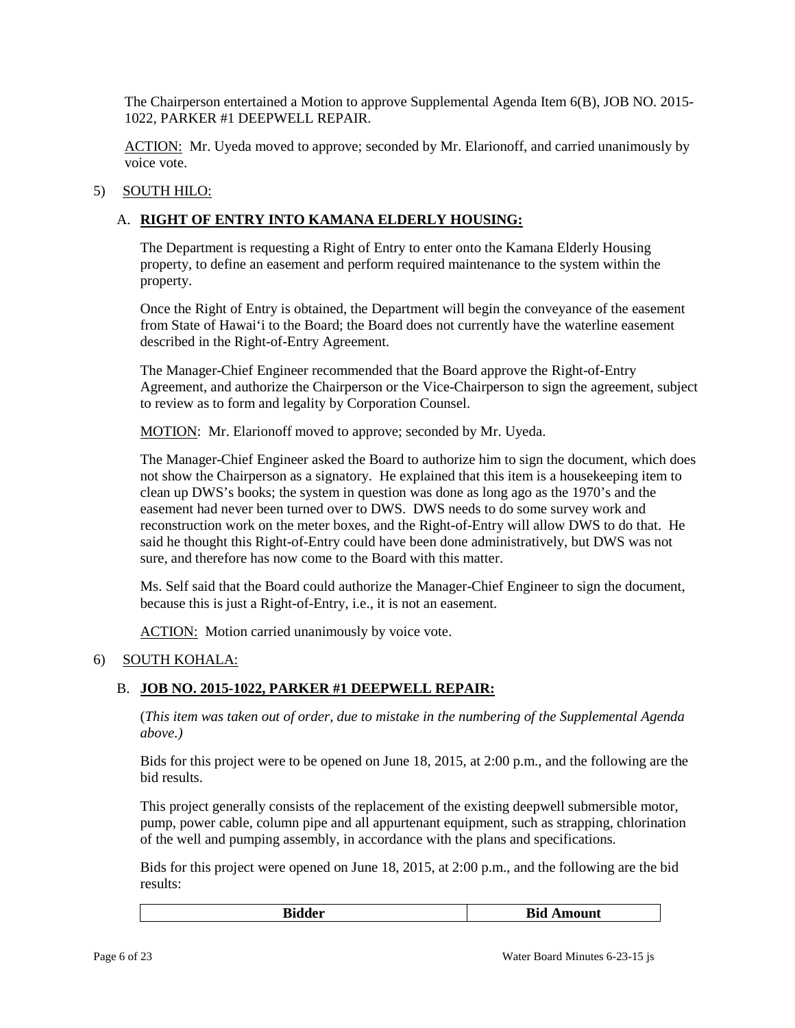The Chairperson entertained a Motion to approve Supplemental Agenda Item 6(B), JOB NO. 2015-1022, PARKER #1 DEEPWELL REPAIR.

ACTION: Mr. Uyeda moved to approve; seconded by Mr. Elarionoff, and carried unanimously by voice vote.

5) SOUTH HILO:

A. **RIGHT OF ENTRY INTO KAMANA ELDERLY HOUSING:**

The Department is requesting a Right of Entry to enter onto the Kamana Elderly Housing property, to define an easement and perform required maintenance to the system within the property.

Once the Right of Entry is obtained, the Department will begin the conveyance of the easement from State of Hawai'i to the Board; the Board does not currently have the waterline easement described in the Right-of-Entry Agreement.

The Manager-Chief Engineer recommended that the Board approve the Right-of-Entry Agreement, and authorize the Chairperson or the Vice-Chairperson to sign the agreement, subject to review as to form and legality by Corporation Counsel.

MOTION: Mr. Elarionoff moved to approve; seconded by Mr. Uyeda.

The Manager-Chief Engineer asked the Board to authorize him to sign the document, which does not show the Chairperson as a signatory. He explained that this item is a housekeeping item to clean up DWS's books; the system in question was done as long ago as the 1970's and the easement had never been turned over to DWS. DWS needs to do some survey work and reconstruction work on the meter boxes, and the Right-of-Entry will allow DWS to do that. He said he thought this Right-of-Entry could have been done administratively, but DWS was not sure, and therefore has now come to the Board with this matter.

Ms. Self said that the Board could authorize the Manager-Chief Engineer to sign the document, because this is just a Right-of-Entry, i.e., it is not an easement.

ACTION: Motion carried unanimously by voice vote.

6) SOUTH KOHALA:

B. **JOB NO. 2015-1022, PARKER #1 DEEPWELL REPAIR:**

(*This item was taken out of order, due to mistake in the numbering of the Supplemental Agenda above.)*

Bids for this project were to be opened on June 18, 2015, at 2:00 p.m., and the following are the bid results.

This project generally consists of the replacement of the existing deepwell submersible motor, pump, power cable, column pipe and all appurtenant equipment, such as strapping, chlorination of the well and pumping assembly, in accordance with the plans and specifications.

Bids for this project were opened on June 18, 2015, at 2:00 p.m., and the following are the bid results:

| Bidder | Bid Amount |
|---|---|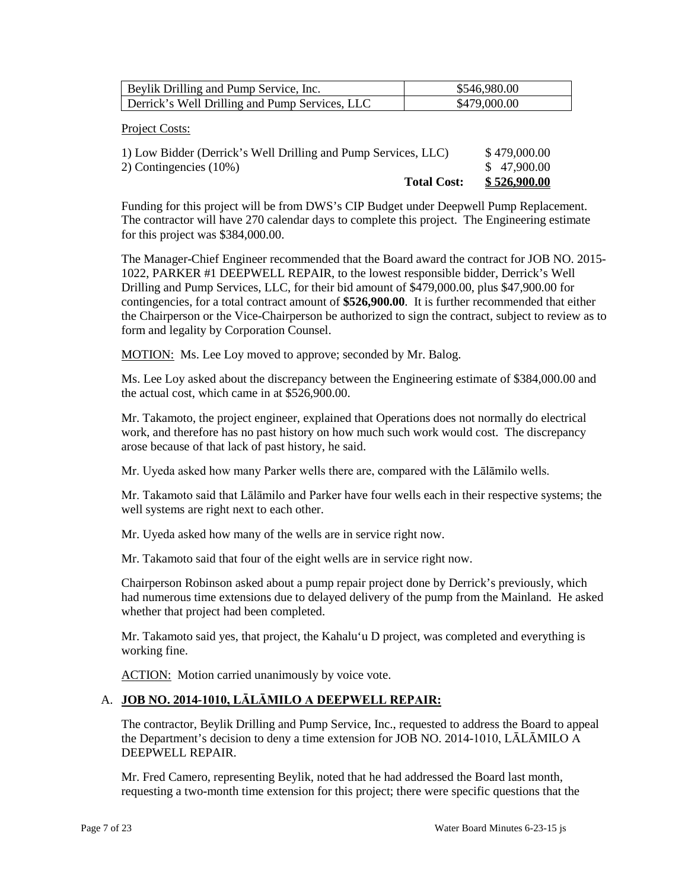| Beylik Drilling and Pump Service, Inc. | $546,980.00 |
| --- | --- |
| Derrick's Well Drilling and Pump Services, LLC | $479,000.00 |

Project Costs:

| | |
| --- | --- |
| 1) Low Bidder (Derrick's Well Drilling and Pump Services, LLC) | $ 479,000.00 |
| 2) Contingencies (10%) | $ 47,900.00 |
| **Total Cost:** | **<u>$ 526,900.00</u>** |

Funding for this project will be from DWS's CIP Budget under Deepwell Pump Replacement. The contractor will have 270 calendar days to complete this project. The Engineering estimate for this project was $384,000.00.

The Manager-Chief Engineer recommended that the Board award the contract for JOB NO. 2015-1022, PARKER #1 DEEPWELL REPAIR, to the lowest responsible bidder, Derrick's Well Drilling and Pump Services, LLC, for their bid amount of $479,000.00, plus $47,900.00 for contingencies, for a total contract amount of **$526,900.00**. It is further recommended that either the Chairperson or the Vice-Chairperson be authorized to sign the contract, subject to review as to form and legality by Corporation Counsel.

<u>MOTION:</u> Ms. Lee Loy moved to approve; seconded by Mr. Balog.

Ms. Lee Loy asked about the discrepancy between the Engineering estimate of $384,000.00 and the actual cost, which came in at $526,900.00.

Mr. Takamoto, the project engineer, explained that Operations does not normally do electrical work, and therefore has no past history on how much such work would cost. The discrepancy arose because of that lack of past history, he said.

Mr. Uyeda asked how many Parker wells there are, compared with the Lālāmilo wells.

Mr. Takamoto said that Lālāmilo and Parker have four wells each in their respective systems; the well systems are right next to each other.

Mr. Uyeda asked how many of the wells are in service right now.

Mr. Takamoto said that four of the eight wells are in service right now.

Chairperson Robinson asked about a pump repair project done by Derrick's previously, which had numerous time extensions due to delayed delivery of the pump from the Mainland. He asked whether that project had been completed.

Mr. Takamoto said yes, that project, the Kahalu'u D project, was completed and everything is working fine.

<u>ACTION:</u> Motion carried unanimously by voice vote.

A. **<u>JOB NO. 2014-1010, LĀLĀMILO A DEEPWELL REPAIR:</u>**

The contractor, Beylik Drilling and Pump Service, Inc., requested to address the Board to appeal the Department's decision to deny a time extension for JOB NO. 2014-1010, LĀLĀMILO A DEEPWELL REPAIR.

Mr. Fred Camero, representing Beylik, noted that he had addressed the Board last month, requesting a two-month time extension for this project; there were specific questions that the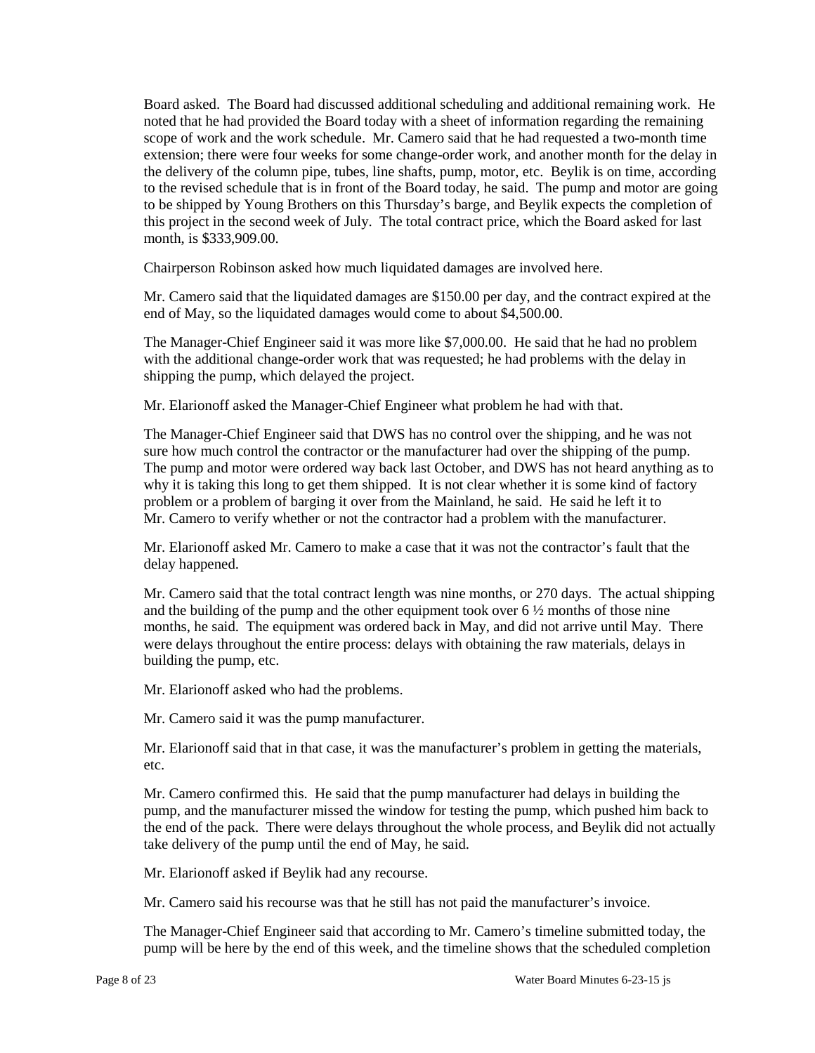Board asked. The Board had discussed additional scheduling and additional remaining work. He noted that he had provided the Board today with a sheet of information regarding the remaining scope of work and the work schedule. Mr. Camero said that he had requested a two-month time extension; there were four weeks for some change-order work, and another month for the delay in the delivery of the column pipe, tubes, line shafts, pump, motor, etc. Beylik is on time, according to the revised schedule that is in front of the Board today, he said. The pump and motor are going to be shipped by Young Brothers on this Thursday's barge, and Beylik expects the completion of this project in the second week of July. The total contract price, which the Board asked for last month, is $333,909.00.

Chairperson Robinson asked how much liquidated damages are involved here.

Mr. Camero said that the liquidated damages are $150.00 per day, and the contract expired at the end of May, so the liquidated damages would come to about $4,500.00.

The Manager-Chief Engineer said it was more like $7,000.00. He said that he had no problem with the additional change-order work that was requested; he had problems with the delay in shipping the pump, which delayed the project.

Mr. Elarionoff asked the Manager-Chief Engineer what problem he had with that.

The Manager-Chief Engineer said that DWS has no control over the shipping, and he was not sure how much control the contractor or the manufacturer had over the shipping of the pump. The pump and motor were ordered way back last October, and DWS has not heard anything as to why it is taking this long to get them shipped. It is not clear whether it is some kind of factory problem or a problem of barging it over from the Mainland, he said. He said he left it to Mr. Camero to verify whether or not the contractor had a problem with the manufacturer.

Mr. Elarionoff asked Mr. Camero to make a case that it was not the contractor's fault that the delay happened.

Mr. Camero said that the total contract length was nine months, or 270 days. The actual shipping and the building of the pump and the other equipment took over 6 ½ months of those nine months, he said. The equipment was ordered back in May, and did not arrive until May. There were delays throughout the entire process: delays with obtaining the raw materials, delays in building the pump, etc.

Mr. Elarionoff asked who had the problems.

Mr. Camero said it was the pump manufacturer.

Mr. Elarionoff said that in that case, it was the manufacturer's problem in getting the materials, etc.

Mr. Camero confirmed this. He said that the pump manufacturer had delays in building the pump, and the manufacturer missed the window for testing the pump, which pushed him back to the end of the pack. There were delays throughout the whole process, and Beylik did not actually take delivery of the pump until the end of May, he said.

Mr. Elarionoff asked if Beylik had any recourse.

Mr. Camero said his recourse was that he still has not paid the manufacturer's invoice.

The Manager-Chief Engineer said that according to Mr. Camero's timeline submitted today, the pump will be here by the end of this week, and the timeline shows that the scheduled completion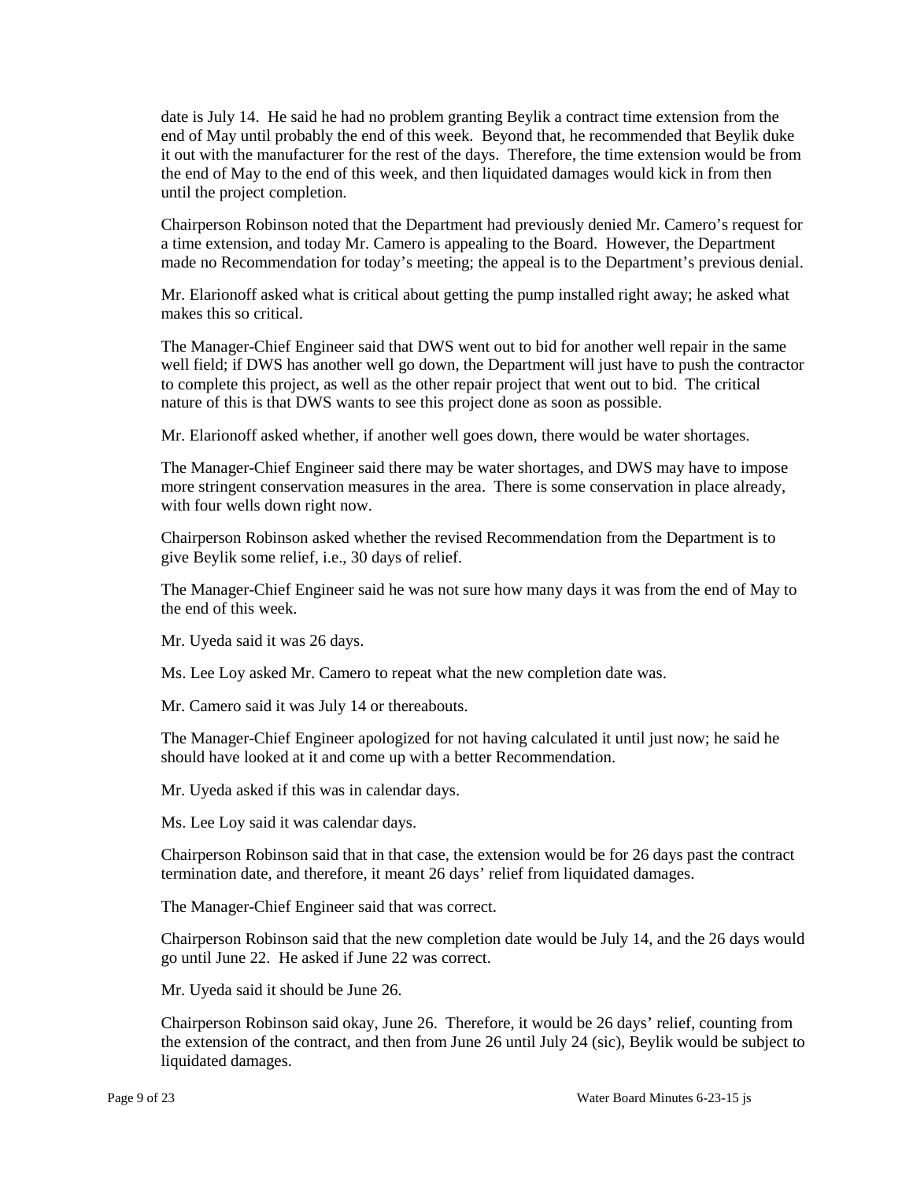date is July 14. He said he had no problem granting Beylik a contract time extension from the end of May until probably the end of this week. Beyond that, he recommended that Beylik duke it out with the manufacturer for the rest of the days. Therefore, the time extension would be from the end of May to the end of this week, and then liquidated damages would kick in from then until the project completion.

Chairperson Robinson noted that the Department had previously denied Mr. Camero's request for a time extension, and today Mr. Camero is appealing to the Board. However, the Department made no Recommendation for today's meeting; the appeal is to the Department's previous denial.

Mr. Elarionoff asked what is critical about getting the pump installed right away; he asked what makes this so critical.

The Manager-Chief Engineer said that DWS went out to bid for another well repair in the same well field; if DWS has another well go down, the Department will just have to push the contractor to complete this project, as well as the other repair project that went out to bid. The critical nature of this is that DWS wants to see this project done as soon as possible.

Mr. Elarionoff asked whether, if another well goes down, there would be water shortages.

The Manager-Chief Engineer said there may be water shortages, and DWS may have to impose more stringent conservation measures in the area. There is some conservation in place already, with four wells down right now.

Chairperson Robinson asked whether the revised Recommendation from the Department is to give Beylik some relief, i.e., 30 days of relief.

The Manager-Chief Engineer said he was not sure how many days it was from the end of May to the end of this week.

Mr. Uyeda said it was 26 days.

Ms. Lee Loy asked Mr. Camero to repeat what the new completion date was.

Mr. Camero said it was July 14 or thereabouts.

The Manager-Chief Engineer apologized for not having calculated it until just now; he said he should have looked at it and come up with a better Recommendation.

Mr. Uyeda asked if this was in calendar days.

Ms. Lee Loy said it was calendar days.

Chairperson Robinson said that in that case, the extension would be for 26 days past the contract termination date, and therefore, it meant 26 days' relief from liquidated damages.

The Manager-Chief Engineer said that was correct.

Chairperson Robinson said that the new completion date would be July 14, and the 26 days would go until June 22. He asked if June 22 was correct.

Mr. Uyeda said it should be June 26.

Chairperson Robinson said okay, June 26. Therefore, it would be 26 days' relief, counting from the extension of the contract, and then from June 26 until July 24 (sic), Beylik would be subject to liquidated damages.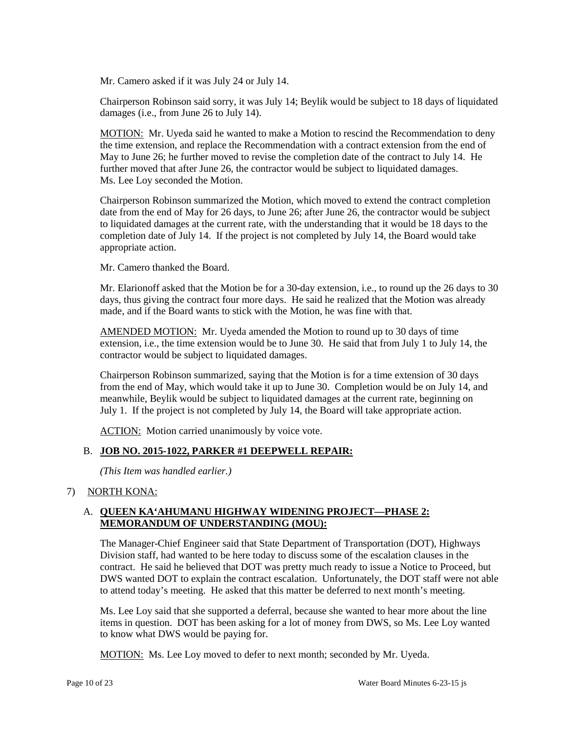Mr. Camero asked if it was July 24 or July 14.

Chairperson Robinson said sorry, it was July 14; Beylik would be subject to 18 days of liquidated damages (i.e., from June 26 to July 14).

MOTION: Mr. Uyeda said he wanted to make a Motion to rescind the Recommendation to deny the time extension, and replace the Recommendation with a contract extension from the end of May to June 26; he further moved to revise the completion date of the contract to July 14. He further moved that after June 26, the contractor would be subject to liquidated damages. Ms. Lee Loy seconded the Motion.

Chairperson Robinson summarized the Motion, which moved to extend the contract completion date from the end of May for 26 days, to June 26; after June 26, the contractor would be subject to liquidated damages at the current rate, with the understanding that it would be 18 days to the completion date of July 14. If the project is not completed by July 14, the Board would take appropriate action.

Mr. Camero thanked the Board.

Mr. Elarionoff asked that the Motion be for a 30-day extension, i.e., to round up the 26 days to 30 days, thus giving the contract four more days. He said he realized that the Motion was already made, and if the Board wants to stick with the Motion, he was fine with that.

AMENDED MOTION: Mr. Uyeda amended the Motion to round up to 30 days of time extension, i.e., the time extension would be to June 30. He said that from July 1 to July 14, the contractor would be subject to liquidated damages.

Chairperson Robinson summarized, saying that the Motion is for a time extension of 30 days from the end of May, which would take it up to June 30. Completion would be on July 14, and meanwhile, Beylik would be subject to liquidated damages at the current rate, beginning on July 1. If the project is not completed by July 14, the Board will take appropriate action.

ACTION: Motion carried unanimously by voice vote.

B. **JOB NO. 2015-1022, PARKER #1 DEEPWELL REPAIR:**

*(This Item was handled earlier.)*

7) NORTH KONA:

A. **QUEEN KA'AHUMANU HIGHWAY WIDENING PROJECT—PHASE 2: MEMORANDUM OF UNDERSTANDING (MOU):**

The Manager-Chief Engineer said that State Department of Transportation (DOT), Highways Division staff, had wanted to be here today to discuss some of the escalation clauses in the contract. He said he believed that DOT was pretty much ready to issue a Notice to Proceed, but DWS wanted DOT to explain the contract escalation. Unfortunately, the DOT staff were not able to attend today's meeting. He asked that this matter be deferred to next month's meeting.

Ms. Lee Loy said that she supported a deferral, because she wanted to hear more about the line items in question. DOT has been asking for a lot of money from DWS, so Ms. Lee Loy wanted to know what DWS would be paying for.

MOTION: Ms. Lee Loy moved to defer to next month; seconded by Mr. Uyeda.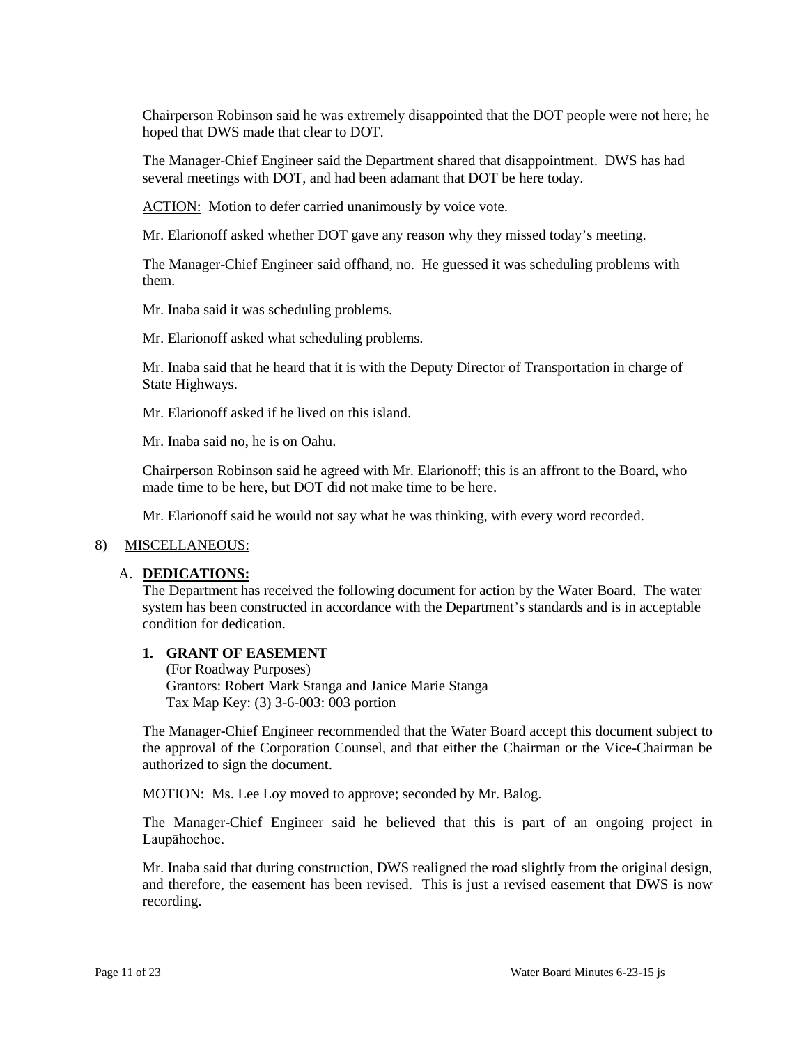Chairperson Robinson said he was extremely disappointed that the DOT people were not here; he hoped that DWS made that clear to DOT.

The Manager-Chief Engineer said the Department shared that disappointment. DWS has had several meetings with DOT, and had been adamant that DOT be here today.

ACTION: Motion to defer carried unanimously by voice vote.

Mr. Elarionoff asked whether DOT gave any reason why they missed today's meeting.

The Manager-Chief Engineer said offhand, no. He guessed it was scheduling problems with them.

Mr. Inaba said it was scheduling problems.

Mr. Elarionoff asked what scheduling problems.

Mr. Inaba said that he heard that it is with the Deputy Director of Transportation in charge of State Highways.

Mr. Elarionoff asked if he lived on this island.

Mr. Inaba said no, he is on Oahu.

Chairperson Robinson said he agreed with Mr. Elarionoff; this is an affront to the Board, who made time to be here, but DOT did not make time to be here.

Mr. Elarionoff said he would not say what he was thinking, with every word recorded.

8) MISCELLANEOUS:

A. **DEDICATIONS:**

The Department has received the following document for action by the Water Board. The water system has been constructed in accordance with the Department's standards and is in acceptable condition for dedication.

**1. GRANT OF EASEMENT**

(For Roadway Purposes)
Grantors: Robert Mark Stanga and Janice Marie Stanga
Tax Map Key: (3) 3-6-003: 003 portion

The Manager-Chief Engineer recommended that the Water Board accept this document subject to the approval of the Corporation Counsel, and that either the Chairman or the Vice-Chairman be authorized to sign the document.

MOTION: Ms. Lee Loy moved to approve; seconded by Mr. Balog.

The Manager-Chief Engineer said he believed that this is part of an ongoing project in Laupāhoehoe.

Mr. Inaba said that during construction, DWS realigned the road slightly from the original design, and therefore, the easement has been revised. This is just a revised easement that DWS is now recording.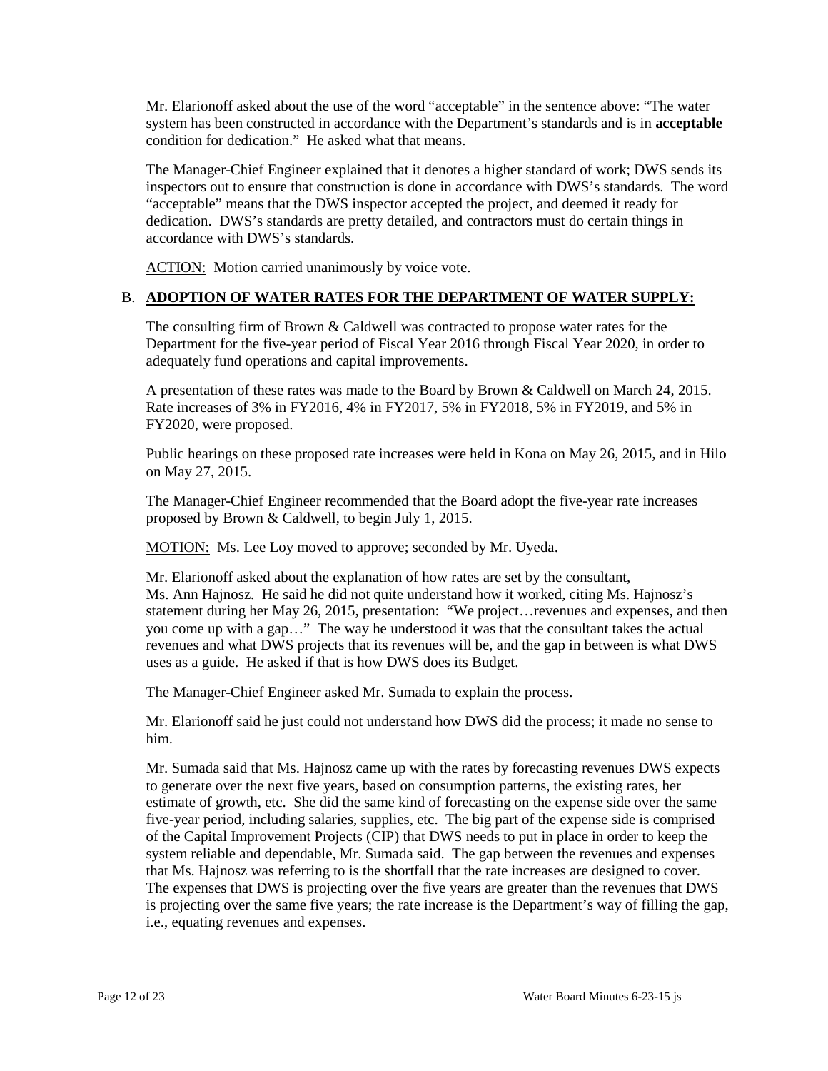Mr. Elarionoff asked about the use of the word "acceptable" in the sentence above: "The water system has been constructed in accordance with the Department's standards and is in **acceptable** condition for dedication." He asked what that means.

The Manager-Chief Engineer explained that it denotes a higher standard of work; DWS sends its inspectors out to ensure that construction is done in accordance with DWS's standards. The word "acceptable" means that the DWS inspector accepted the project, and deemed it ready for dedication. DWS's standards are pretty detailed, and contractors must do certain things in accordance with DWS's standards.

ACTION: Motion carried unanimously by voice vote.

B. **ADOPTION OF WATER RATES FOR THE DEPARTMENT OF WATER SUPPLY:**

The consulting firm of Brown & Caldwell was contracted to propose water rates for the Department for the five-year period of Fiscal Year 2016 through Fiscal Year 2020, in order to adequately fund operations and capital improvements.

A presentation of these rates was made to the Board by Brown & Caldwell on March 24, 2015. Rate increases of 3% in FY2016, 4% in FY2017, 5% in FY2018, 5% in FY2019, and 5% in FY2020, were proposed.

Public hearings on these proposed rate increases were held in Kona on May 26, 2015, and in Hilo on May 27, 2015.

The Manager-Chief Engineer recommended that the Board adopt the five-year rate increases proposed by Brown & Caldwell, to begin July 1, 2015.

MOTION: Ms. Lee Loy moved to approve; seconded by Mr. Uyeda.

Mr. Elarionoff asked about the explanation of how rates are set by the consultant, Ms. Ann Hajnosz. He said he did not quite understand how it worked, citing Ms. Hajnosz's statement during her May 26, 2015, presentation: "We project…revenues and expenses, and then you come up with a gap…" The way he understood it was that the consultant takes the actual revenues and what DWS projects that its revenues will be, and the gap in between is what DWS uses as a guide. He asked if that is how DWS does its Budget.

The Manager-Chief Engineer asked Mr. Sumada to explain the process.

Mr. Elarionoff said he just could not understand how DWS did the process; it made no sense to him.

Mr. Sumada said that Ms. Hajnosz came up with the rates by forecasting revenues DWS expects to generate over the next five years, based on consumption patterns, the existing rates, her estimate of growth, etc. She did the same kind of forecasting on the expense side over the same five-year period, including salaries, supplies, etc. The big part of the expense side is comprised of the Capital Improvement Projects (CIP) that DWS needs to put in place in order to keep the system reliable and dependable, Mr. Sumada said. The gap between the revenues and expenses that Ms. Hajnosz was referring to is the shortfall that the rate increases are designed to cover. The expenses that DWS is projecting over the five years are greater than the revenues that DWS is projecting over the same five years; the rate increase is the Department's way of filling the gap, i.e., equating revenues and expenses.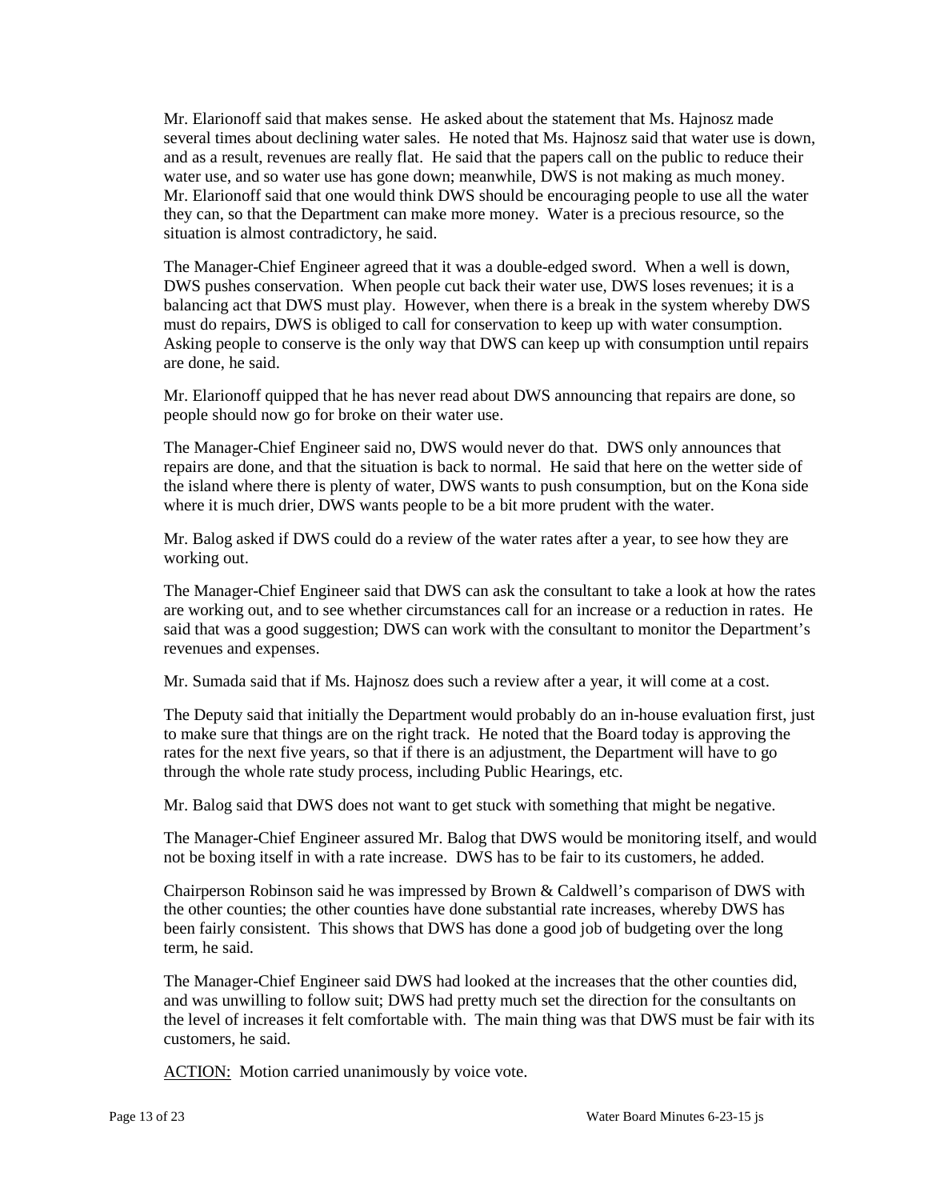Mr. Elarionoff said that makes sense. He asked about the statement that Ms. Hajnosz made several times about declining water sales. He noted that Ms. Hajnosz said that water use is down, and as a result, revenues are really flat. He said that the papers call on the public to reduce their water use, and so water use has gone down; meanwhile, DWS is not making as much money. Mr. Elarionoff said that one would think DWS should be encouraging people to use all the water they can, so that the Department can make more money. Water is a precious resource, so the situation is almost contradictory, he said.

The Manager-Chief Engineer agreed that it was a double-edged sword. When a well is down, DWS pushes conservation. When people cut back their water use, DWS loses revenues; it is a balancing act that DWS must play. However, when there is a break in the system whereby DWS must do repairs, DWS is obliged to call for conservation to keep up with water consumption. Asking people to conserve is the only way that DWS can keep up with consumption until repairs are done, he said.

Mr. Elarionoff quipped that he has never read about DWS announcing that repairs are done, so people should now go for broke on their water use.

The Manager-Chief Engineer said no, DWS would never do that. DWS only announces that repairs are done, and that the situation is back to normal. He said that here on the wetter side of the island where there is plenty of water, DWS wants to push consumption, but on the Kona side where it is much drier, DWS wants people to be a bit more prudent with the water.

Mr. Balog asked if DWS could do a review of the water rates after a year, to see how they are working out.

The Manager-Chief Engineer said that DWS can ask the consultant to take a look at how the rates are working out, and to see whether circumstances call for an increase or a reduction in rates. He said that was a good suggestion; DWS can work with the consultant to monitor the Department's revenues and expenses.

Mr. Sumada said that if Ms. Hajnosz does such a review after a year, it will come at a cost.

The Deputy said that initially the Department would probably do an in-house evaluation first, just to make sure that things are on the right track. He noted that the Board today is approving the rates for the next five years, so that if there is an adjustment, the Department will have to go through the whole rate study process, including Public Hearings, etc.

Mr. Balog said that DWS does not want to get stuck with something that might be negative.

The Manager-Chief Engineer assured Mr. Balog that DWS would be monitoring itself, and would not be boxing itself in with a rate increase. DWS has to be fair to its customers, he added.

Chairperson Robinson said he was impressed by Brown & Caldwell's comparison of DWS with the other counties; the other counties have done substantial rate increases, whereby DWS has been fairly consistent. This shows that DWS has done a good job of budgeting over the long term, he said.

The Manager-Chief Engineer said DWS had looked at the increases that the other counties did, and was unwilling to follow suit; DWS had pretty much set the direction for the consultants on the level of increases it felt comfortable with. The main thing was that DWS must be fair with its customers, he said.

<u>ACTION:</u> Motion carried unanimously by voice vote.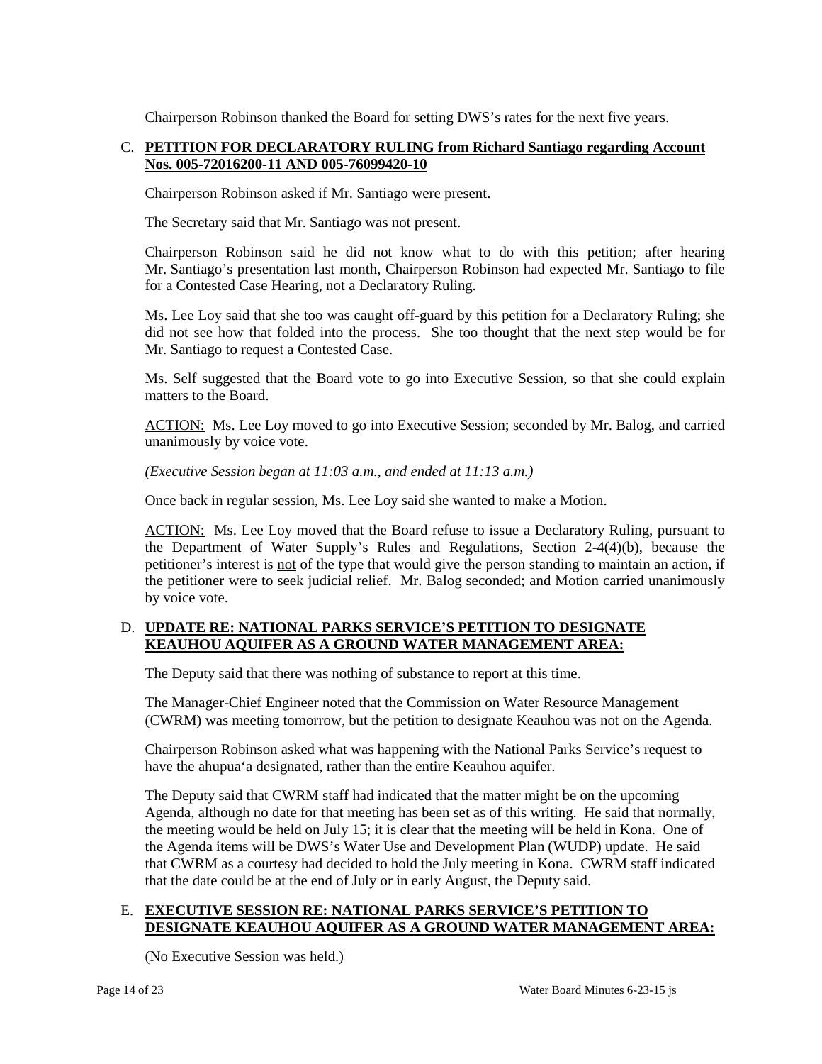Chairperson Robinson thanked the Board for setting DWS's rates for the next five years.

### C. PETITION FOR DECLARATORY RULING from Richard Santiago regarding Account Nos. 005-72016200-11 AND 005-76099420-10

Chairperson Robinson asked if Mr. Santiago were present.

The Secretary said that Mr. Santiago was not present.

Chairperson Robinson said he did not know what to do with this petition; after hearing Mr. Santiago's presentation last month, Chairperson Robinson had expected Mr. Santiago to file for a Contested Case Hearing, not a Declaratory Ruling.

Ms. Lee Loy said that she too was caught off-guard by this petition for a Declaratory Ruling; she did not see how that folded into the process. She too thought that the next step would be for Mr. Santiago to request a Contested Case.

Ms. Self suggested that the Board vote to go into Executive Session, so that she could explain matters to the Board.

ACTION: Ms. Lee Loy moved to go into Executive Session; seconded by Mr. Balog, and carried unanimously by voice vote.

*(Executive Session began at 11:03 a.m., and ended at 11:13 a.m.)*

Once back in regular session, Ms. Lee Loy said she wanted to make a Motion.

ACTION: Ms. Lee Loy moved that the Board refuse to issue a Declaratory Ruling, pursuant to the Department of Water Supply's Rules and Regulations, Section 2-4(4)(b), because the petitioner's interest is not of the type that would give the person standing to maintain an action, if the petitioner were to seek judicial relief. Mr. Balog seconded; and Motion carried unanimously by voice vote.

### D. UPDATE RE: NATIONAL PARKS SERVICE'S PETITION TO DESIGNATE KEAUHOU AQUIFER AS A GROUND WATER MANAGEMENT AREA:

The Deputy said that there was nothing of substance to report at this time.

The Manager-Chief Engineer noted that the Commission on Water Resource Management (CWRM) was meeting tomorrow, but the petition to designate Keauhou was not on the Agenda.

Chairperson Robinson asked what was happening with the National Parks Service's request to have the ahupua'a designated, rather than the entire Keauhou aquifer.

The Deputy said that CWRM staff had indicated that the matter might be on the upcoming Agenda, although no date for that meeting has been set as of this writing. He said that normally, the meeting would be held on July 15; it is clear that the meeting will be held in Kona. One of the Agenda items will be DWS's Water Use and Development Plan (WUDP) update. He said that CWRM as a courtesy had decided to hold the July meeting in Kona. CWRM staff indicated that the date could be at the end of July or in early August, the Deputy said.

### E. EXECUTIVE SESSION RE: NATIONAL PARKS SERVICE'S PETITION TO DESIGNATE KEAUHOU AQUIFER AS A GROUND WATER MANAGEMENT AREA:

(No Executive Session was held.)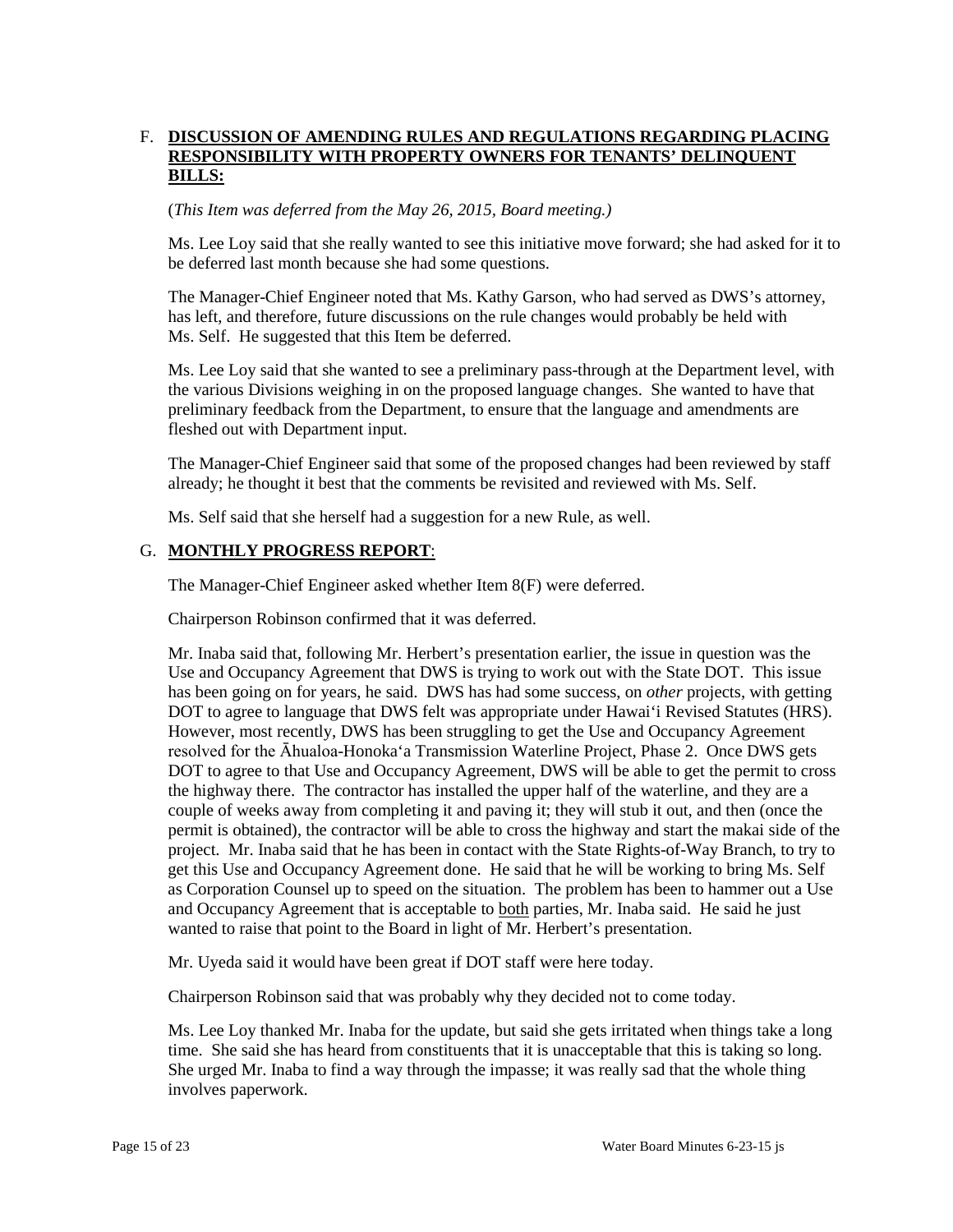F. **DISCUSSION OF AMENDING RULES AND REGULATIONS REGARDING PLACING RESPONSIBILITY WITH PROPERTY OWNERS FOR TENANTS' DELINQUENT BILLS:**

(*This Item was deferred from the May 26, 2015, Board meeting.)*

Ms. Lee Loy said that she really wanted to see this initiative move forward; she had asked for it to be deferred last month because she had some questions.

The Manager-Chief Engineer noted that Ms. Kathy Garson, who had served as DWS's attorney, has left, and therefore, future discussions on the rule changes would probably be held with Ms. Self. He suggested that this Item be deferred.

Ms. Lee Loy said that she wanted to see a preliminary pass-through at the Department level, with the various Divisions weighing in on the proposed language changes. She wanted to have that preliminary feedback from the Department, to ensure that the language and amendments are fleshed out with Department input.

The Manager-Chief Engineer said that some of the proposed changes had been reviewed by staff already; he thought it best that the comments be revisited and reviewed with Ms. Self.

Ms. Self said that she herself had a suggestion for a new Rule, as well.

G. **MONTHLY PROGRESS REPORT**:

The Manager-Chief Engineer asked whether Item 8(F) were deferred.

Chairperson Robinson confirmed that it was deferred.

Mr. Inaba said that, following Mr. Herbert's presentation earlier, the issue in question was the Use and Occupancy Agreement that DWS is trying to work out with the State DOT. This issue has been going on for years, he said. DWS has had some success, on *other* projects, with getting DOT to agree to language that DWS felt was appropriate under Hawai'i Revised Statutes (HRS). However, most recently, DWS has been struggling to get the Use and Occupancy Agreement resolved for the Āhualoa-Honoka'a Transmission Waterline Project, Phase 2. Once DWS gets DOT to agree to that Use and Occupancy Agreement, DWS will be able to get the permit to cross the highway there. The contractor has installed the upper half of the waterline, and they are a couple of weeks away from completing it and paving it; they will stub it out, and then (once the permit is obtained), the contractor will be able to cross the highway and start the makai side of the project. Mr. Inaba said that he has been in contact with the State Rights-of-Way Branch, to try to get this Use and Occupancy Agreement done. He said that he will be working to bring Ms. Self as Corporation Counsel up to speed on the situation. The problem has been to hammer out a Use and Occupancy Agreement that is acceptable to both parties, Mr. Inaba said. He said he just wanted to raise that point to the Board in light of Mr. Herbert's presentation.

Mr. Uyeda said it would have been great if DOT staff were here today.

Chairperson Robinson said that was probably why they decided not to come today.

Ms. Lee Loy thanked Mr. Inaba for the update, but said she gets irritated when things take a long time. She said she has heard from constituents that it is unacceptable that this is taking so long. She urged Mr. Inaba to find a way through the impasse; it was really sad that the whole thing involves paperwork.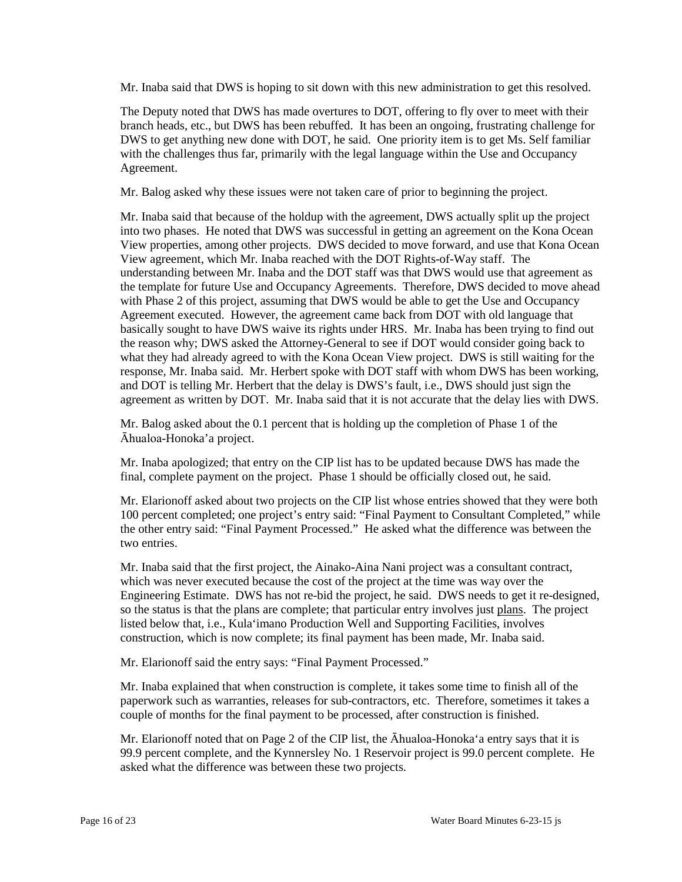Mr. Inaba said that DWS is hoping to sit down with this new administration to get this resolved.

The Deputy noted that DWS has made overtures to DOT, offering to fly over to meet with their branch heads, etc., but DWS has been rebuffed. It has been an ongoing, frustrating challenge for DWS to get anything new done with DOT, he said. One priority item is to get Ms. Self familiar with the challenges thus far, primarily with the legal language within the Use and Occupancy Agreement.

Mr. Balog asked why these issues were not taken care of prior to beginning the project.

Mr. Inaba said that because of the holdup with the agreement, DWS actually split up the project into two phases. He noted that DWS was successful in getting an agreement on the Kona Ocean View properties, among other projects. DWS decided to move forward, and use that Kona Ocean View agreement, which Mr. Inaba reached with the DOT Rights-of-Way staff. The understanding between Mr. Inaba and the DOT staff was that DWS would use that agreement as the template for future Use and Occupancy Agreements. Therefore, DWS decided to move ahead with Phase 2 of this project, assuming that DWS would be able to get the Use and Occupancy Agreement executed. However, the agreement came back from DOT with old language that basically sought to have DWS waive its rights under HRS. Mr. Inaba has been trying to find out the reason why; DWS asked the Attorney-General to see if DOT would consider going back to what they had already agreed to with the Kona Ocean View project. DWS is still waiting for the response, Mr. Inaba said. Mr. Herbert spoke with DOT staff with whom DWS has been working, and DOT is telling Mr. Herbert that the delay is DWS's fault, i.e., DWS should just sign the agreement as written by DOT. Mr. Inaba said that it is not accurate that the delay lies with DWS.

Mr. Balog asked about the 0.1 percent that is holding up the completion of Phase 1 of the Āhualoa-Honoka'a project.

Mr. Inaba apologized; that entry on the CIP list has to be updated because DWS has made the final, complete payment on the project. Phase 1 should be officially closed out, he said.

Mr. Elarionoff asked about two projects on the CIP list whose entries showed that they were both 100 percent completed; one project's entry said: "Final Payment to Consultant Completed," while the other entry said: "Final Payment Processed." He asked what the difference was between the two entries.

Mr. Inaba said that the first project, the Ainako-Aina Nani project was a consultant contract, which was never executed because the cost of the project at the time was way over the Engineering Estimate. DWS has not re-bid the project, he said. DWS needs to get it re-designed, so the status is that the plans are complete; that particular entry involves just plans. The project listed below that, i.e., Kula'imano Production Well and Supporting Facilities, involves construction, which is now complete; its final payment has been made, Mr. Inaba said.

Mr. Elarionoff said the entry says: "Final Payment Processed."

Mr. Inaba explained that when construction is complete, it takes some time to finish all of the paperwork such as warranties, releases for sub-contractors, etc. Therefore, sometimes it takes a couple of months for the final payment to be processed, after construction is finished.

Mr. Elarionoff noted that on Page 2 of the CIP list, the Āhualoa-Honoka'a entry says that it is 99.9 percent complete, and the Kynnersley No. 1 Reservoir project is 99.0 percent complete. He asked what the difference was between these two projects.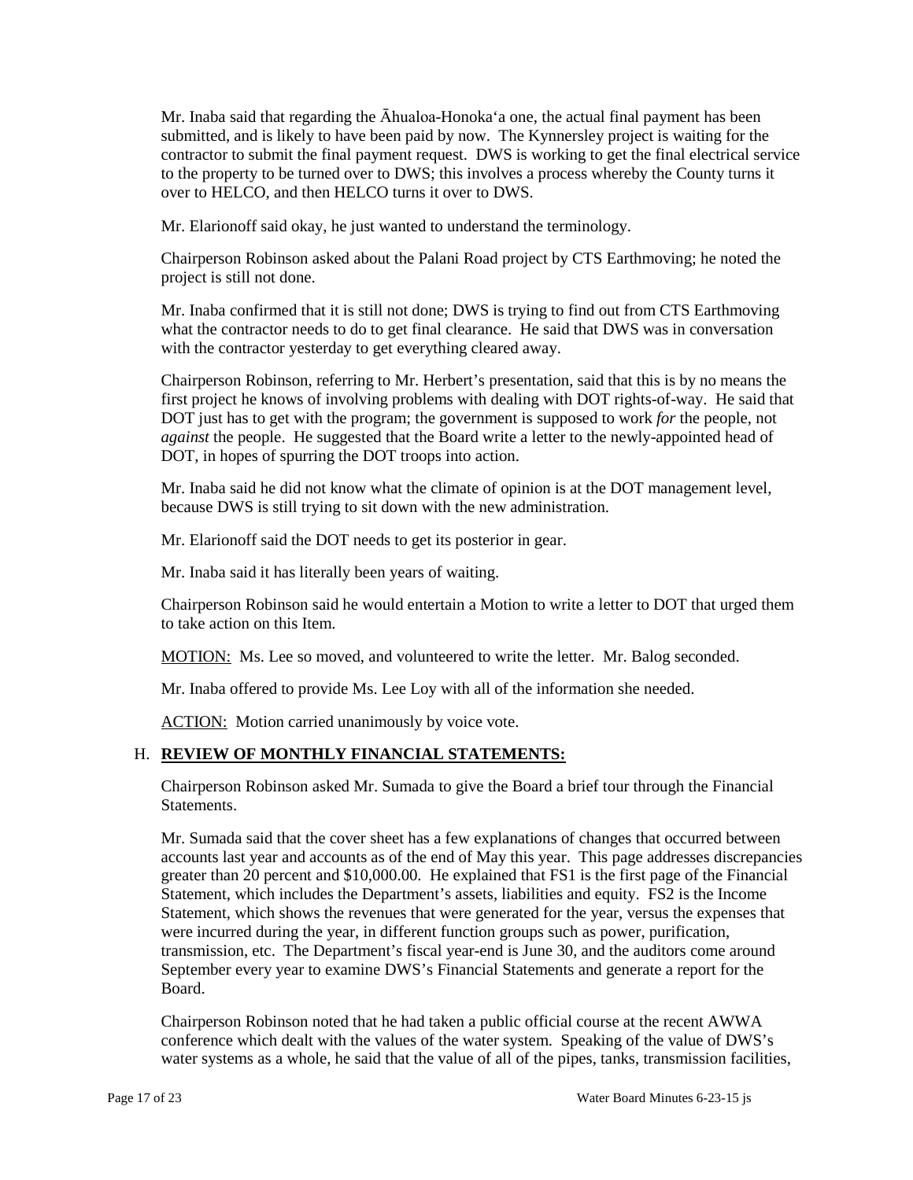Mr. Inaba said that regarding the Āhualoa-Honoka'a one, the actual final payment has been submitted, and is likely to have been paid by now. The Kynnersley project is waiting for the contractor to submit the final payment request. DWS is working to get the final electrical service to the property to be turned over to DWS; this involves a process whereby the County turns it over to HELCO, and then HELCO turns it over to DWS.

Mr. Elarionoff said okay, he just wanted to understand the terminology.

Chairperson Robinson asked about the Palani Road project by CTS Earthmoving; he noted the project is still not done.

Mr. Inaba confirmed that it is still not done; DWS is trying to find out from CTS Earthmoving what the contractor needs to do to get final clearance. He said that DWS was in conversation with the contractor yesterday to get everything cleared away.

Chairperson Robinson, referring to Mr. Herbert's presentation, said that this is by no means the first project he knows of involving problems with dealing with DOT rights-of-way. He said that DOT just has to get with the program; the government is supposed to work *for* the people, not *against* the people. He suggested that the Board write a letter to the newly-appointed head of DOT, in hopes of spurring the DOT troops into action.

Mr. Inaba said he did not know what the climate of opinion is at the DOT management level, because DWS is still trying to sit down with the new administration.

Mr. Elarionoff said the DOT needs to get its posterior in gear.

Mr. Inaba said it has literally been years of waiting.

Chairperson Robinson said he would entertain a Motion to write a letter to DOT that urged them to take action on this Item.

MOTION: Ms. Lee so moved, and volunteered to write the letter. Mr. Balog seconded.

Mr. Inaba offered to provide Ms. Lee Loy with all of the information she needed.

ACTION: Motion carried unanimously by voice vote.

## H. **REVIEW OF MONTHLY FINANCIAL STATEMENTS:**

Chairperson Robinson asked Mr. Sumada to give the Board a brief tour through the Financial Statements.

Mr. Sumada said that the cover sheet has a few explanations of changes that occurred between accounts last year and accounts as of the end of May this year. This page addresses discrepancies greater than 20 percent and $10,000.00. He explained that FS1 is the first page of the Financial Statement, which includes the Department's assets, liabilities and equity. FS2 is the Income Statement, which shows the revenues that were generated for the year, versus the expenses that were incurred during the year, in different function groups such as power, purification, transmission, etc. The Department's fiscal year-end is June 30, and the auditors come around September every year to examine DWS's Financial Statements and generate a report for the Board.

Chairperson Robinson noted that he had taken a public official course at the recent AWWA conference which dealt with the values of the water system. Speaking of the value of DWS's water systems as a whole, he said that the value of all of the pipes, tanks, transmission facilities,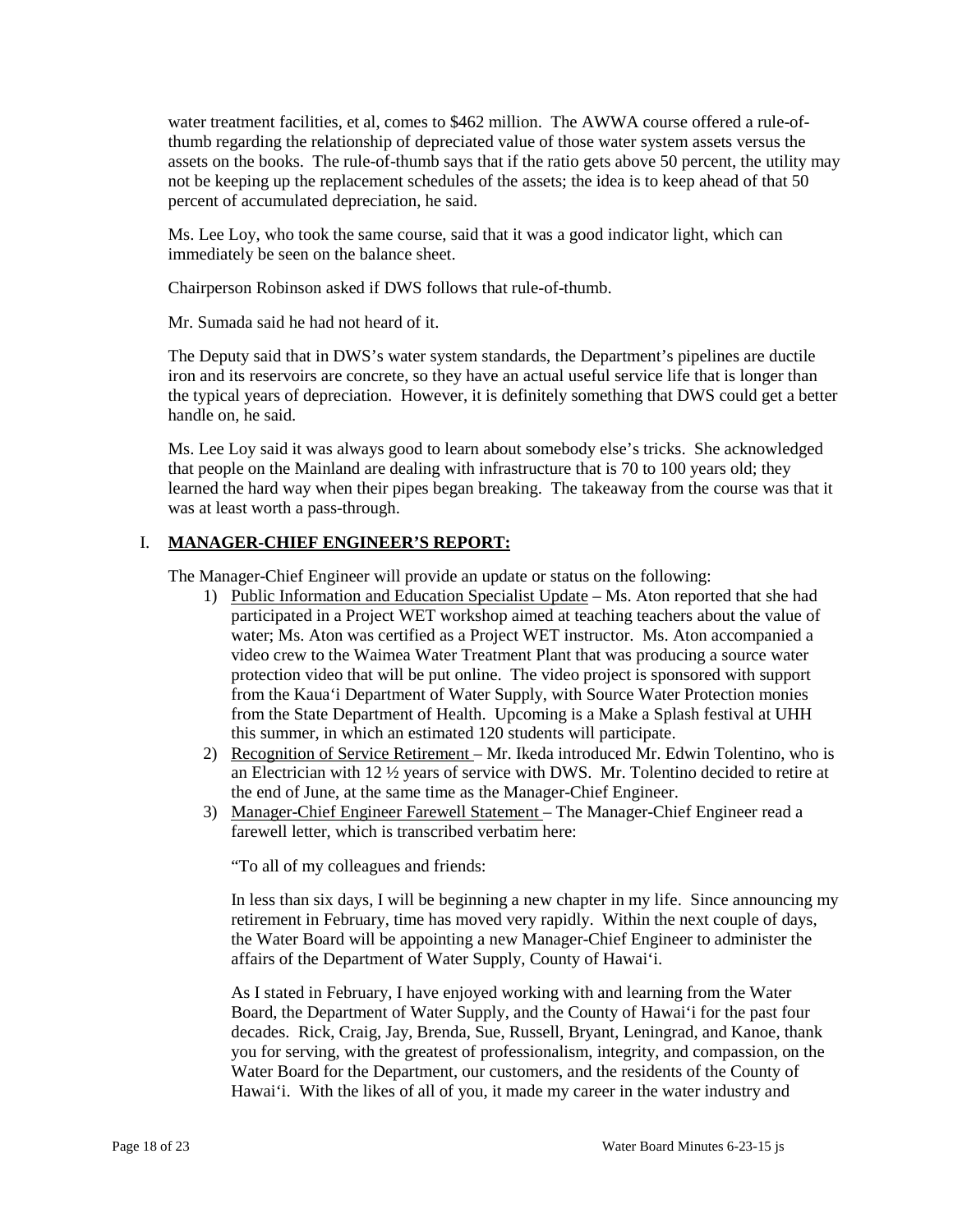water treatment facilities, et al, comes to $462 million. The AWWA course offered a rule-of-thumb regarding the relationship of depreciated value of those water system assets versus the assets on the books. The rule-of-thumb says that if the ratio gets above 50 percent, the utility may not be keeping up the replacement schedules of the assets; the idea is to keep ahead of that 50 percent of accumulated depreciation, he said.

Ms. Lee Loy, who took the same course, said that it was a good indicator light, which can immediately be seen on the balance sheet.

Chairperson Robinson asked if DWS follows that rule-of-thumb.

Mr. Sumada said he had not heard of it.

The Deputy said that in DWS's water system standards, the Department's pipelines are ductile iron and its reservoirs are concrete, so they have an actual useful service life that is longer than the typical years of depreciation. However, it is definitely something that DWS could get a better handle on, he said.

Ms. Lee Loy said it was always good to learn about somebody else's tricks. She acknowledged that people on the Mainland are dealing with infrastructure that is 70 to 100 years old; they learned the hard way when their pipes began breaking. The takeaway from the course was that it was at least worth a pass-through.

## I. MANAGER-CHIEF ENGINEER'S REPORT:

The Manager-Chief Engineer will provide an update or status on the following:

1) Public Information and Education Specialist Update – Ms. Aton reported that she had participated in a Project WET workshop aimed at teaching teachers about the value of water; Ms. Aton was certified as a Project WET instructor. Ms. Aton accompanied a video crew to the Waimea Water Treatment Plant that was producing a source water protection video that will be put online. The video project is sponsored with support from the Kaua'i Department of Water Supply, with Source Water Protection monies from the State Department of Health. Upcoming is a Make a Splash festival at UHH this summer, in which an estimated 120 students will participate.
2) Recognition of Service Retirement – Mr. Ikeda introduced Mr. Edwin Tolentino, who is an Electrician with 12 ½ years of service with DWS. Mr. Tolentino decided to retire at the end of June, at the same time as the Manager-Chief Engineer.
3) Manager-Chief Engineer Farewell Statement – The Manager-Chief Engineer read a farewell letter, which is transcribed verbatim here:

"To all of my colleagues and friends:

In less than six days, I will be beginning a new chapter in my life. Since announcing my retirement in February, time has moved very rapidly. Within the next couple of days, the Water Board will be appointing a new Manager-Chief Engineer to administer the affairs of the Department of Water Supply, County of Hawai'i.

As I stated in February, I have enjoyed working with and learning from the Water Board, the Department of Water Supply, and the County of Hawai'i for the past four decades. Rick, Craig, Jay, Brenda, Sue, Russell, Bryant, Leningrad, and Kanoe, thank you for serving, with the greatest of professionalism, integrity, and compassion, on the Water Board for the Department, our customers, and the residents of the County of Hawai'i. With the likes of all of you, it made my career in the water industry and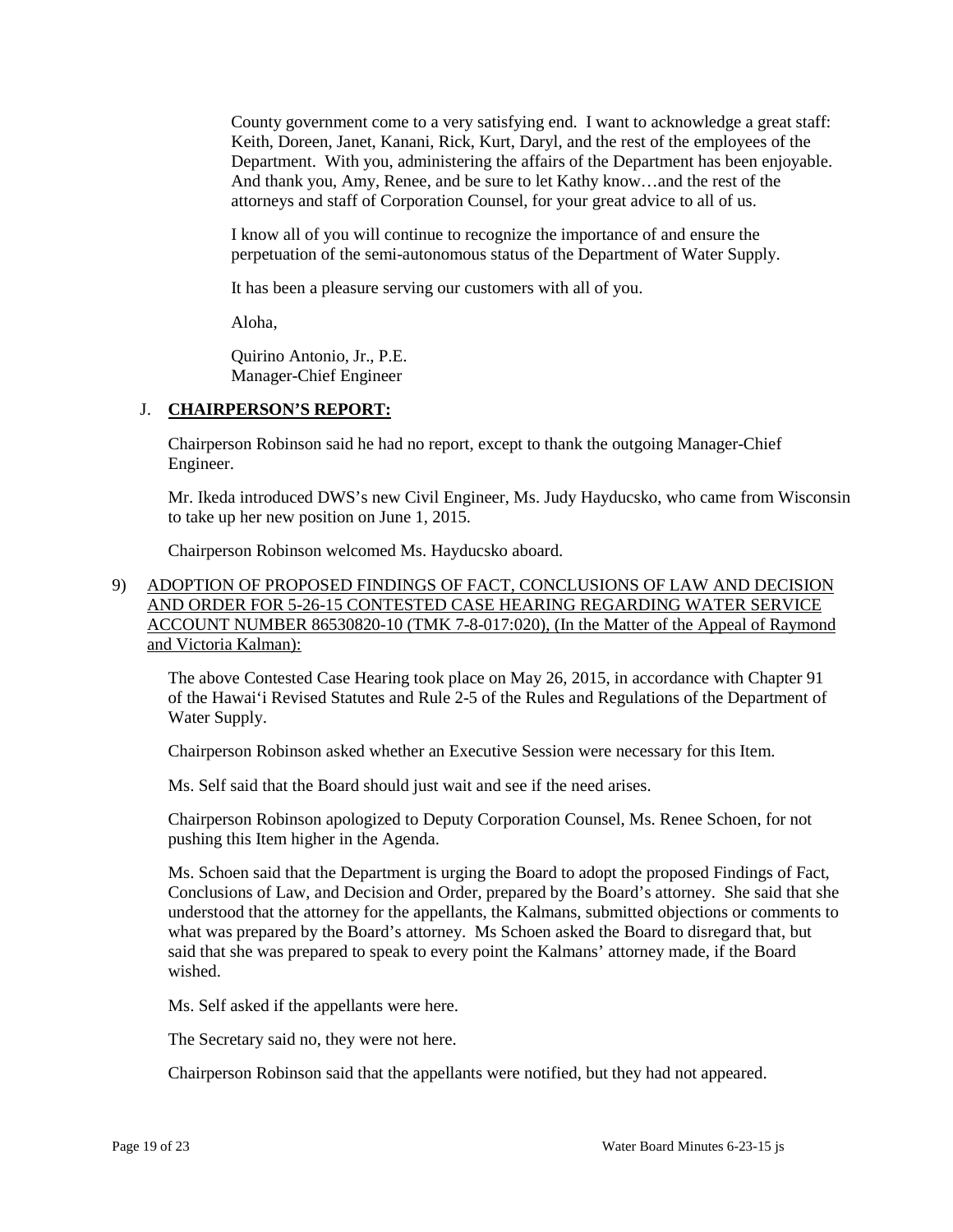County government come to a very satisfying end. I want to acknowledge a great staff: Keith, Doreen, Janet, Kanani, Rick, Kurt, Daryl, and the rest of the employees of the Department. With you, administering the affairs of the Department has been enjoyable. And thank you, Amy, Renee, and be sure to let Kathy know…and the rest of the attorneys and staff of Corporation Counsel, for your great advice to all of us.

I know all of you will continue to recognize the importance of and ensure the perpetuation of the semi-autonomous status of the Department of Water Supply.

It has been a pleasure serving our customers with all of you.

Aloha,

Quirino Antonio, Jr., P.E.
Manager-Chief Engineer

J. **CHAIRPERSON'S REPORT:**

Chairperson Robinson said he had no report, except to thank the outgoing Manager-Chief Engineer.

Mr. Ikeda introduced DWS's new Civil Engineer, Ms. Judy Hayducsko, who came from Wisconsin to take up her new position on June 1, 2015.

Chairperson Robinson welcomed Ms. Hayducsko aboard.

9) ADOPTION OF PROPOSED FINDINGS OF FACT, CONCLUSIONS OF LAW AND DECISION AND ORDER FOR 5-26-15 CONTESTED CASE HEARING REGARDING WATER SERVICE ACCOUNT NUMBER 86530820-10 (TMK 7-8-017:020), (In the Matter of the Appeal of Raymond and Victoria Kalman):

The above Contested Case Hearing took place on May 26, 2015, in accordance with Chapter 91 of the Hawai'i Revised Statutes and Rule 2-5 of the Rules and Regulations of the Department of Water Supply.

Chairperson Robinson asked whether an Executive Session were necessary for this Item.

Ms. Self said that the Board should just wait and see if the need arises.

Chairperson Robinson apologized to Deputy Corporation Counsel, Ms. Renee Schoen, for not pushing this Item higher in the Agenda.

Ms. Schoen said that the Department is urging the Board to adopt the proposed Findings of Fact, Conclusions of Law, and Decision and Order, prepared by the Board's attorney. She said that she understood that the attorney for the appellants, the Kalmans, submitted objections or comments to what was prepared by the Board's attorney. Ms Schoen asked the Board to disregard that, but said that she was prepared to speak to every point the Kalmans' attorney made, if the Board wished.

Ms. Self asked if the appellants were here.

The Secretary said no, they were not here.

Chairperson Robinson said that the appellants were notified, but they had not appeared.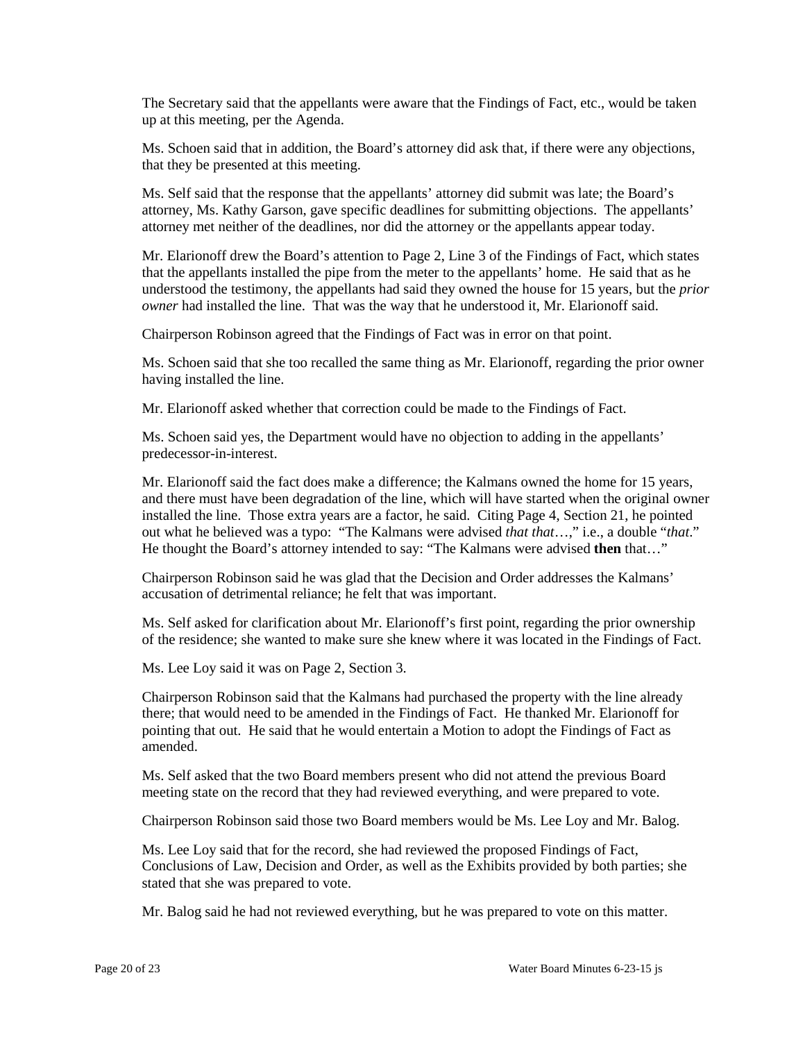The Secretary said that the appellants were aware that the Findings of Fact, etc., would be taken up at this meeting, per the Agenda.

Ms. Schoen said that in addition, the Board's attorney did ask that, if there were any objections, that they be presented at this meeting.

Ms. Self said that the response that the appellants' attorney did submit was late; the Board's attorney, Ms. Kathy Garson, gave specific deadlines for submitting objections. The appellants' attorney met neither of the deadlines, nor did the attorney or the appellants appear today.

Mr. Elarionoff drew the Board's attention to Page 2, Line 3 of the Findings of Fact, which states that the appellants installed the pipe from the meter to the appellants' home. He said that as he understood the testimony, the appellants had said they owned the house for 15 years, but the *prior owner* had installed the line. That was the way that he understood it, Mr. Elarionoff said.

Chairperson Robinson agreed that the Findings of Fact was in error on that point.

Ms. Schoen said that she too recalled the same thing as Mr. Elarionoff, regarding the prior owner having installed the line.

Mr. Elarionoff asked whether that correction could be made to the Findings of Fact.

Ms. Schoen said yes, the Department would have no objection to adding in the appellants' predecessor-in-interest.

Mr. Elarionoff said the fact does make a difference; the Kalmans owned the home for 15 years, and there must have been degradation of the line, which will have started when the original owner installed the line. Those extra years are a factor, he said. Citing Page 4, Section 21, he pointed out what he believed was a typo: "The Kalmans were advised *that that*…," i.e., a double "*that*." He thought the Board's attorney intended to say: "The Kalmans were advised **then** that…"

Chairperson Robinson said he was glad that the Decision and Order addresses the Kalmans' accusation of detrimental reliance; he felt that was important.

Ms. Self asked for clarification about Mr. Elarionoff's first point, regarding the prior ownership of the residence; she wanted to make sure she knew where it was located in the Findings of Fact.

Ms. Lee Loy said it was on Page 2, Section 3.

Chairperson Robinson said that the Kalmans had purchased the property with the line already there; that would need to be amended in the Findings of Fact. He thanked Mr. Elarionoff for pointing that out. He said that he would entertain a Motion to adopt the Findings of Fact as amended.

Ms. Self asked that the two Board members present who did not attend the previous Board meeting state on the record that they had reviewed everything, and were prepared to vote.

Chairperson Robinson said those two Board members would be Ms. Lee Loy and Mr. Balog.

Ms. Lee Loy said that for the record, she had reviewed the proposed Findings of Fact, Conclusions of Law, Decision and Order, as well as the Exhibits provided by both parties; she stated that she was prepared to vote.

Mr. Balog said he had not reviewed everything, but he was prepared to vote on this matter.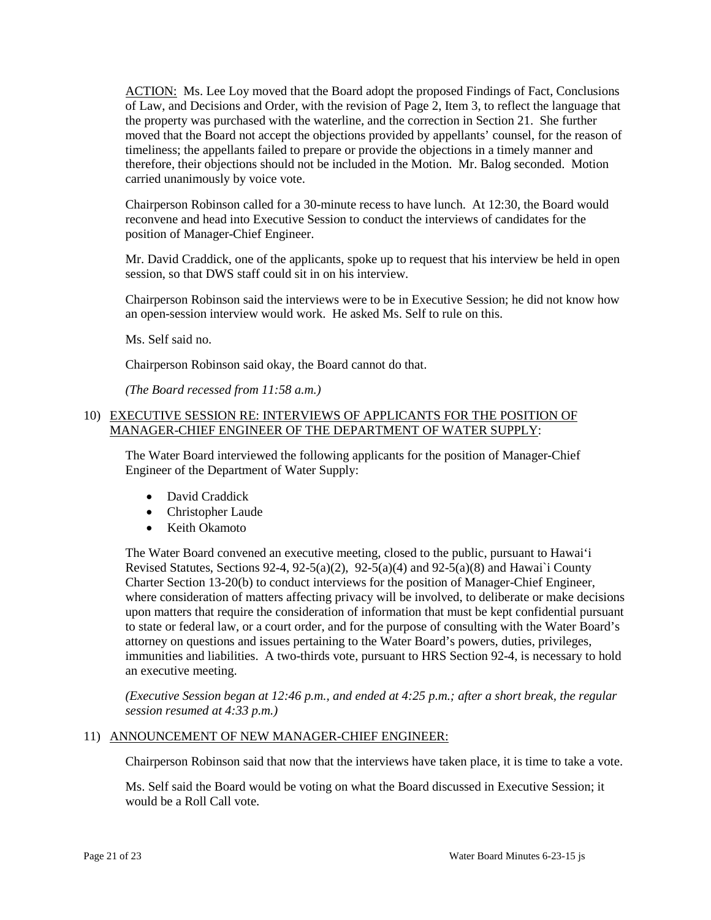ACTION: Ms. Lee Loy moved that the Board adopt the proposed Findings of Fact, Conclusions of Law, and Decisions and Order, with the revision of Page 2, Item 3, to reflect the language that the property was purchased with the waterline, and the correction in Section 21. She further moved that the Board not accept the objections provided by appellants' counsel, for the reason of timeliness; the appellants failed to prepare or provide the objections in a timely manner and therefore, their objections should not be included in the Motion. Mr. Balog seconded. Motion carried unanimously by voice vote.

Chairperson Robinson called for a 30-minute recess to have lunch. At 12:30, the Board would reconvene and head into Executive Session to conduct the interviews of candidates for the position of Manager-Chief Engineer.

Mr. David Craddick, one of the applicants, spoke up to request that his interview be held in open session, so that DWS staff could sit in on his interview.

Chairperson Robinson said the interviews were to be in Executive Session; he did not know how an open-session interview would work. He asked Ms. Self to rule on this.

Ms. Self said no.

Chairperson Robinson said okay, the Board cannot do that.

*(The Board recessed from 11:58 a.m.)*

10) EXECUTIVE SESSION RE: INTERVIEWS OF APPLICANTS FOR THE POSITION OF MANAGER-CHIEF ENGINEER OF THE DEPARTMENT OF WATER SUPPLY:

The Water Board interviewed the following applicants for the position of Manager-Chief Engineer of the Department of Water Supply:

- David Craddick
- Christopher Laude
- Keith Okamoto

The Water Board convened an executive meeting, closed to the public, pursuant to Hawai'i Revised Statutes, Sections 92-4, 92-5(a)(2), 92-5(a)(4) and 92-5(a)(8) and Hawai`i County Charter Section 13-20(b) to conduct interviews for the position of Manager-Chief Engineer, where consideration of matters affecting privacy will be involved, to deliberate or make decisions upon matters that require the consideration of information that must be kept confidential pursuant to state or federal law, or a court order, and for the purpose of consulting with the Water Board's attorney on questions and issues pertaining to the Water Board's powers, duties, privileges, immunities and liabilities. A two-thirds vote, pursuant to HRS Section 92-4, is necessary to hold an executive meeting.

*(Executive Session began at 12:46 p.m., and ended at 4:25 p.m.; after a short break, the regular session resumed at 4:33 p.m.)*

11) ANNOUNCEMENT OF NEW MANAGER-CHIEF ENGINEER:

Chairperson Robinson said that now that the interviews have taken place, it is time to take a vote.

Ms. Self said the Board would be voting on what the Board discussed in Executive Session; it would be a Roll Call vote.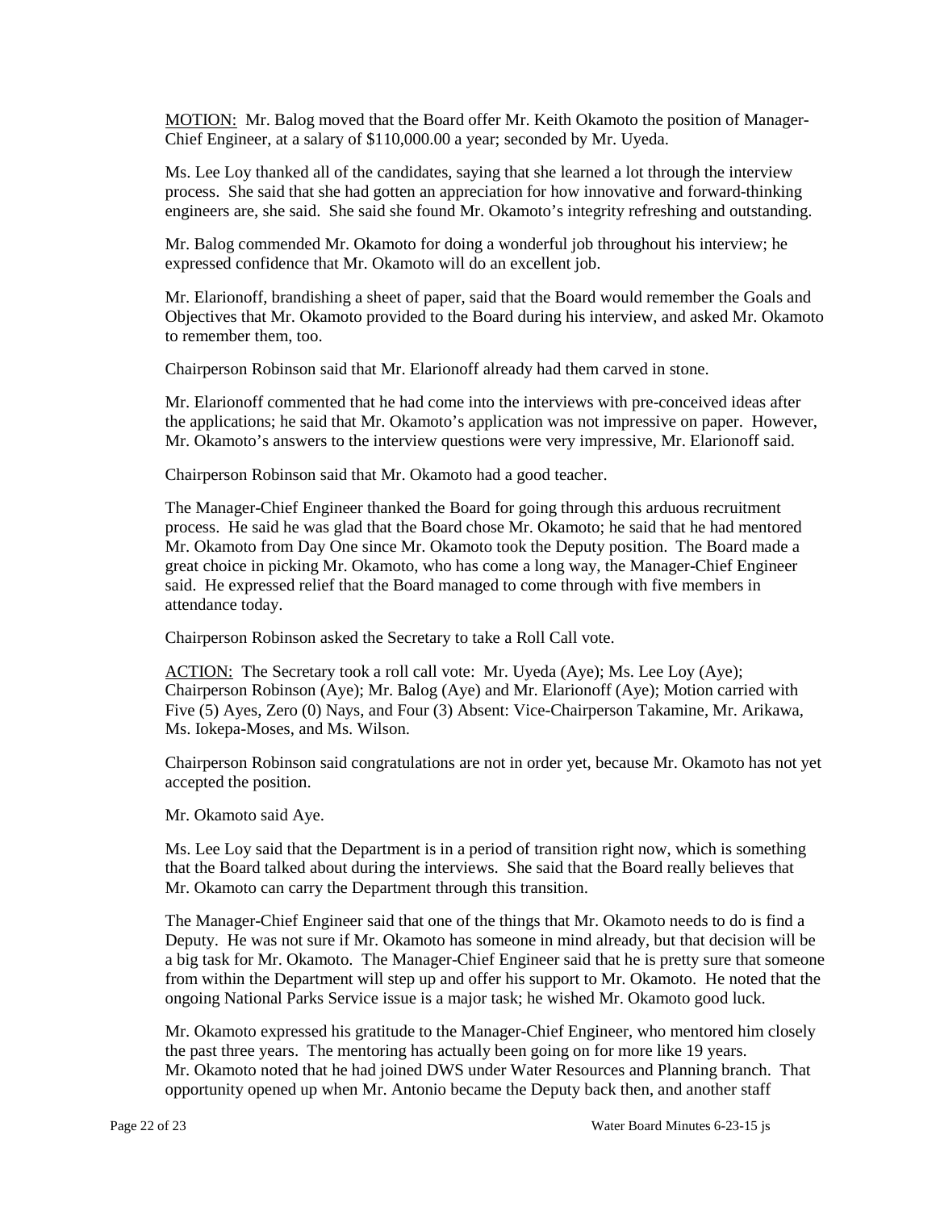MOTION: Mr. Balog moved that the Board offer Mr. Keith Okamoto the position of Manager-Chief Engineer, at a salary of $110,000.00 a year; seconded by Mr. Uyeda.

Ms. Lee Loy thanked all of the candidates, saying that she learned a lot through the interview process. She said that she had gotten an appreciation for how innovative and forward-thinking engineers are, she said. She said she found Mr. Okamoto's integrity refreshing and outstanding.

Mr. Balog commended Mr. Okamoto for doing a wonderful job throughout his interview; he expressed confidence that Mr. Okamoto will do an excellent job.

Mr. Elarionoff, brandishing a sheet of paper, said that the Board would remember the Goals and Objectives that Mr. Okamoto provided to the Board during his interview, and asked Mr. Okamoto to remember them, too.

Chairperson Robinson said that Mr. Elarionoff already had them carved in stone.

Mr. Elarionoff commented that he had come into the interviews with pre-conceived ideas after the applications; he said that Mr. Okamoto's application was not impressive on paper. However, Mr. Okamoto's answers to the interview questions were very impressive, Mr. Elarionoff said.

Chairperson Robinson said that Mr. Okamoto had a good teacher.

The Manager-Chief Engineer thanked the Board for going through this arduous recruitment process. He said he was glad that the Board chose Mr. Okamoto; he said that he had mentored Mr. Okamoto from Day One since Mr. Okamoto took the Deputy position. The Board made a great choice in picking Mr. Okamoto, who has come a long way, the Manager-Chief Engineer said. He expressed relief that the Board managed to come through with five members in attendance today.

Chairperson Robinson asked the Secretary to take a Roll Call vote.

ACTION: The Secretary took a roll call vote: Mr. Uyeda (Aye); Ms. Lee Loy (Aye); Chairperson Robinson (Aye); Mr. Balog (Aye) and Mr. Elarionoff (Aye); Motion carried with Five (5) Ayes, Zero (0) Nays, and Four (3) Absent: Vice-Chairperson Takamine, Mr. Arikawa, Ms. Iokepa-Moses, and Ms. Wilson.

Chairperson Robinson said congratulations are not in order yet, because Mr. Okamoto has not yet accepted the position.

Mr. Okamoto said Aye.

Ms. Lee Loy said that the Department is in a period of transition right now, which is something that the Board talked about during the interviews. She said that the Board really believes that Mr. Okamoto can carry the Department through this transition.

The Manager-Chief Engineer said that one of the things that Mr. Okamoto needs to do is find a Deputy. He was not sure if Mr. Okamoto has someone in mind already, but that decision will be a big task for Mr. Okamoto. The Manager-Chief Engineer said that he is pretty sure that someone from within the Department will step up and offer his support to Mr. Okamoto. He noted that the ongoing National Parks Service issue is a major task; he wished Mr. Okamoto good luck.

Mr. Okamoto expressed his gratitude to the Manager-Chief Engineer, who mentored him closely the past three years. The mentoring has actually been going on for more like 19 years. Mr. Okamoto noted that he had joined DWS under Water Resources and Planning branch. That opportunity opened up when Mr. Antonio became the Deputy back then, and another staff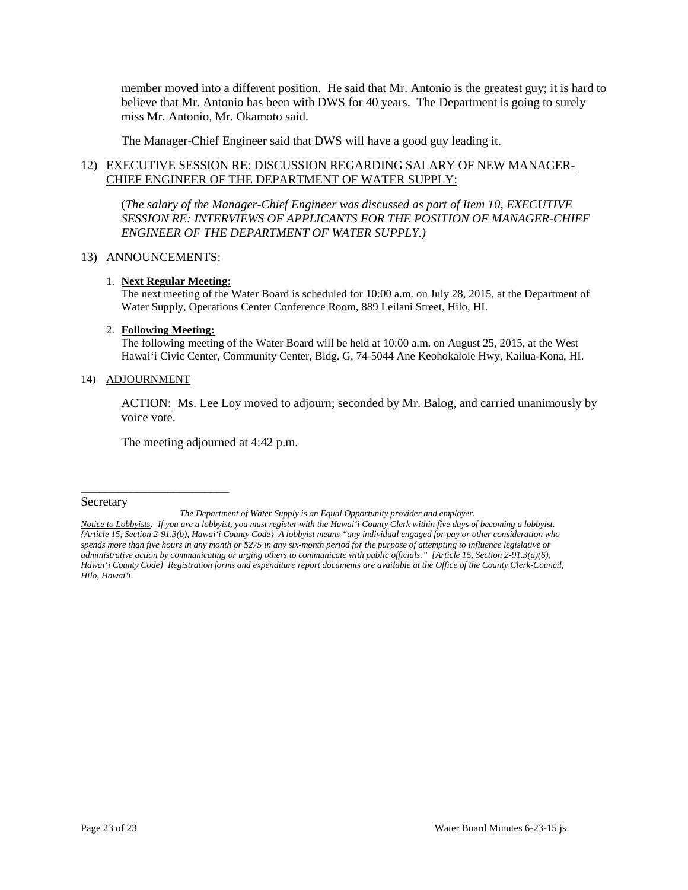member moved into a different position. He said that Mr. Antonio is the greatest guy; it is hard to believe that Mr. Antonio has been with DWS for 40 years. The Department is going to surely miss Mr. Antonio, Mr. Okamoto said.

The Manager-Chief Engineer said that DWS will have a good guy leading it.

12) <u>EXECUTIVE SESSION RE: DISCUSSION REGARDING SALARY OF NEW MANAGER-CHIEF ENGINEER OF THE DEPARTMENT OF WATER SUPPLY:</u>

(*The salary of the Manager-Chief Engineer was discussed as part of Item 10, EXECUTIVE SESSION RE: INTERVIEWS OF APPLICANTS FOR THE POSITION OF MANAGER-CHIEF ENGINEER OF THE DEPARTMENT OF WATER SUPPLY.)*

13) <u>ANNOUNCEMENTS</u>:

1. **<u>Next Regular Meeting:</u>**
   The next meeting of the Water Board is scheduled for 10:00 a.m. on July 28, 2015, at the Department of Water Supply, Operations Center Conference Room, 889 Leilani Street, Hilo, HI.

2. **<u>Following Meeting:</u>**
   The following meeting of the Water Board will be held at 10:00 a.m. on August 25, 2015, at the West Hawai‘i Civic Center, Community Center, Bldg. G, 74-5044 Ane Keohokalole Hwy, Kailua-Kona, HI.

14) <u>ADJOURNMENT</u>

<u>ACTION</u>: Ms. Lee Loy moved to adjourn; seconded by Mr. Balog, and carried unanimously by voice vote.

The meeting adjourned at 4:42 p.m.

\_\_\_\_\_\_\_\_\_\_\_\_\_\_\_\_\_\_\_\_\_\_\_\_\_

Secretary

*The Department of Water Supply is an Equal Opportunity provider and employer.*

*<u>Notice to Lobbyists</u>: If you are a lobbyist, you must register with the Hawai‘i County Clerk within five days of becoming a lobbyist. {Article 15, Section 2-91.3(b), Hawai‘i County Code} A lobbyist means "any individual engaged for pay or other consideration who spends more than five hours in any month or $275 in any six-month period for the purpose of attempting to influence legislative or administrative action by communicating or urging others to communicate with public officials." {Article 15, Section 2-91.3(a)(6), Hawai‘i County Code} Registration forms and expenditure report documents are available at the Office of the County Clerk-Council, Hilo, Hawai‘i.*